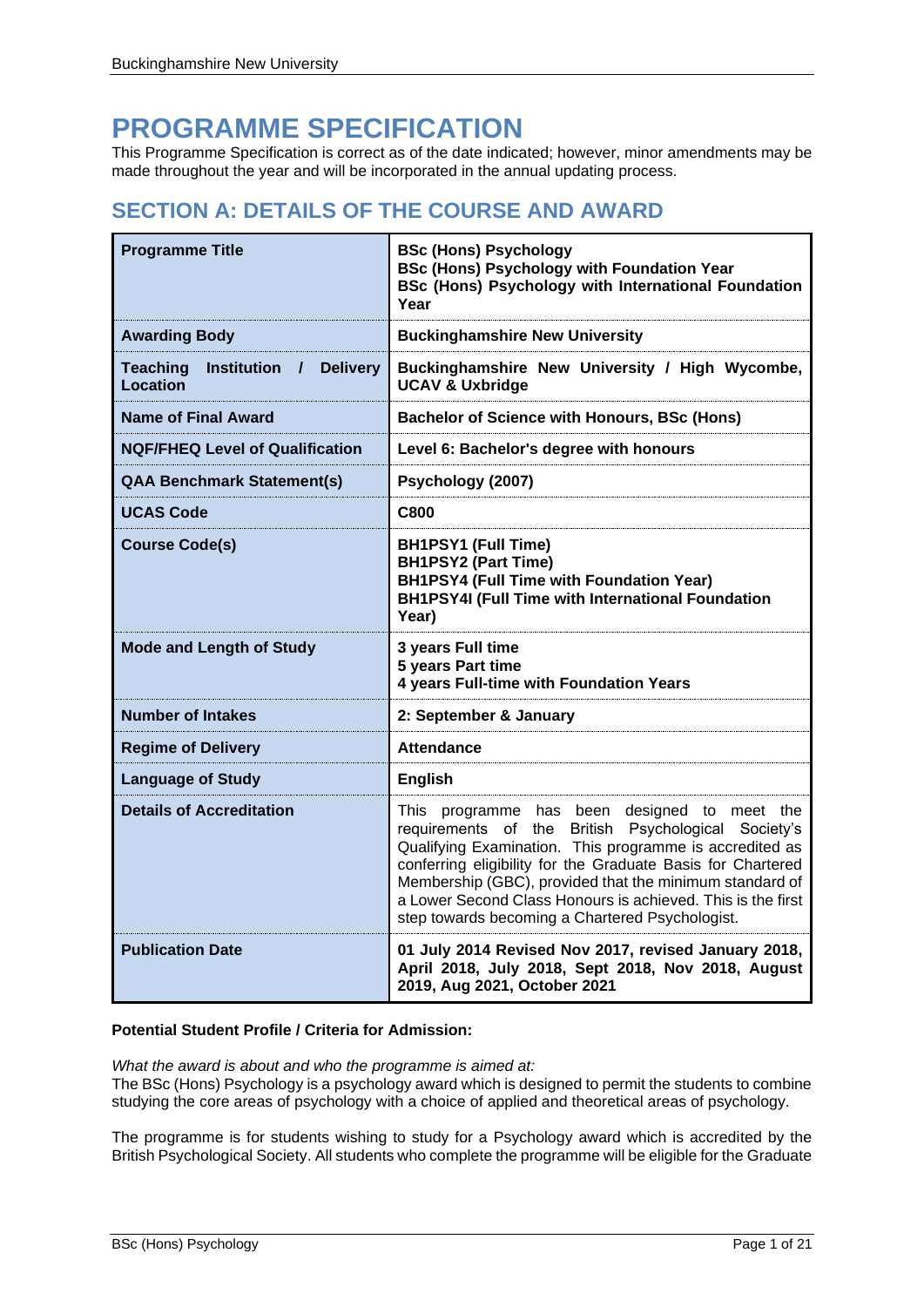# PROGRAMME SPECIFICATION

This Programme Specification is correct as of the date indicated; however, minor amendments may be made throughout the year and will be incorporated in the annual updating process.

## SECTION A: DETAILS OF THE COURSE AND AWARD

| | |
|---|---|
| **Programme Title** | **BSc (Hons) Psychology**<br>**BSc (Hons) Psychology with Foundation Year**<br>**BSc (Hons) Psychology with International Foundation Year** |
| **Awarding Body** | **Buckinghamshire New University** |
| **Teaching Institution / Delivery Location** | **Buckinghamshire New University / High Wycombe, UCAV & Uxbridge** |
| **Name of Final Award** | **Bachelor of Science with Honours, BSc (Hons)** |
| **NQF/FHEQ Level of Qualification** | **Level 6: Bachelor's degree with honours** |
| **QAA Benchmark Statement(s)** | **Psychology (2007)** |
| **UCAS Code** | **C800** |
| **Course Code(s)** | **BH1PSY1 (Full Time)**<br>**BH1PSY2 (Part Time)**<br>**BH1PSY4 (Full Time with Foundation Year)**<br>**BH1PSY4I (Full Time with International Foundation Year)** |
| **Mode and Length of Study** | **3 years Full time**<br>**5 years Part time**<br>**4 years Full-time with Foundation Years** |
| **Number of Intakes** | **2: September & January** |
| **Regime of Delivery** | **Attendance** |
| **Language of Study** | **English** |
| **Details of Accreditation** | This programme has been designed to meet the requirements of the British Psychological Society's Qualifying Examination. This programme is accredited as conferring eligibility for the Graduate Basis for Chartered Membership (GBC), provided that the minimum standard of a Lower Second Class Honours is achieved. This is the first step towards becoming a Chartered Psychologist. |
| **Publication Date** | **01 July 2014 Revised Nov 2017, revised January 2018, April 2018, July 2018, Sept 2018, Nov 2018, August 2019, Aug 2021, October 2021** |

**Potential Student Profile / Criteria for Admission:**

*What the award is about and who the programme is aimed at:*
The BSc (Hons) Psychology is a psychology award which is designed to permit the students to combine studying the core areas of psychology with a choice of applied and theoretical areas of psychology.

The programme is for students wishing to study for a Psychology award which is accredited by the British Psychological Society. All students who complete the programme will be eligible for the Graduate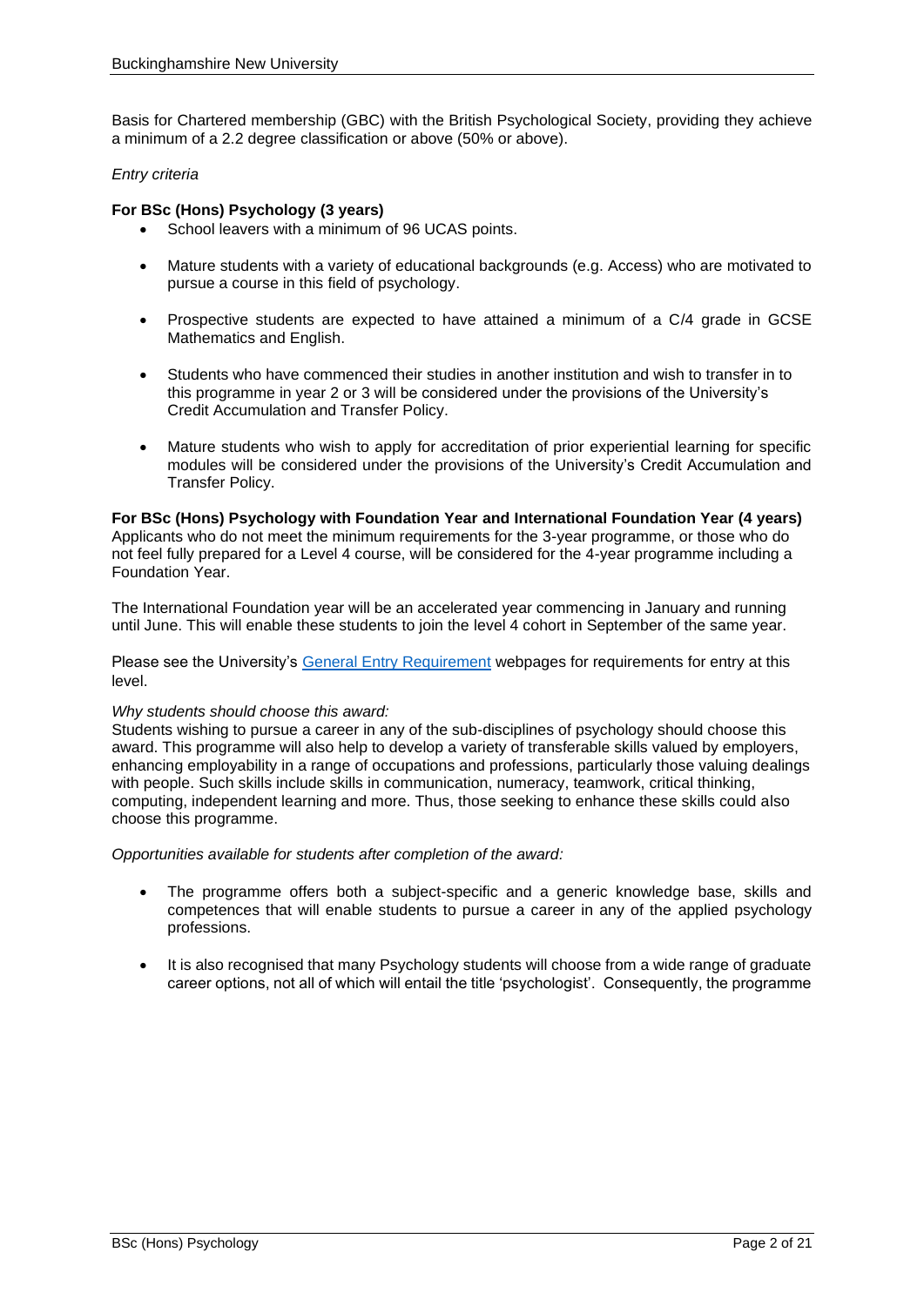Basis for Chartered membership (GBC) with the British Psychological Society, providing they achieve a minimum of a 2.2 degree classification or above (50% or above).

*Entry criteria*

**For BSc (Hons) Psychology (3 years)**

- School leavers with a minimum of 96 UCAS points.
- Mature students with a variety of educational backgrounds (e.g. Access) who are motivated to pursue a course in this field of psychology.
- Prospective students are expected to have attained a minimum of a C/4 grade in GCSE Mathematics and English.
- Students who have commenced their studies in another institution and wish to transfer in to this programme in year 2 or 3 will be considered under the provisions of the University's Credit Accumulation and Transfer Policy.
- Mature students who wish to apply for accreditation of prior experiential learning for specific modules will be considered under the provisions of the University's Credit Accumulation and Transfer Policy.

**For BSc (Hons) Psychology with Foundation Year and International Foundation Year (4 years)**
Applicants who do not meet the minimum requirements for the 3-year programme, or those who do not feel fully prepared for a Level 4 course, will be considered for the 4-year programme including a Foundation Year.

The International Foundation year will be an accelerated year commencing in January and running until June. This will enable these students to join the level 4 cohort in September of the same year.

Please see the University's General Entry Requirement webpages for requirements for entry at this level.

*Why students should choose this award:*
Students wishing to pursue a career in any of the sub-disciplines of psychology should choose this award. This programme will also help to develop a variety of transferable skills valued by employers, enhancing employability in a range of occupations and professions, particularly those valuing dealings with people. Such skills include skills in communication, numeracy, teamwork, critical thinking, computing, independent learning and more. Thus, those seeking to enhance these skills could also choose this programme.

*Opportunities available for students after completion of the award:*

- The programme offers both a subject-specific and a generic knowledge base, skills and competences that will enable students to pursue a career in any of the applied psychology professions.
- It is also recognised that many Psychology students will choose from a wide range of graduate career options, not all of which will entail the title 'psychologist'. Consequently, the programme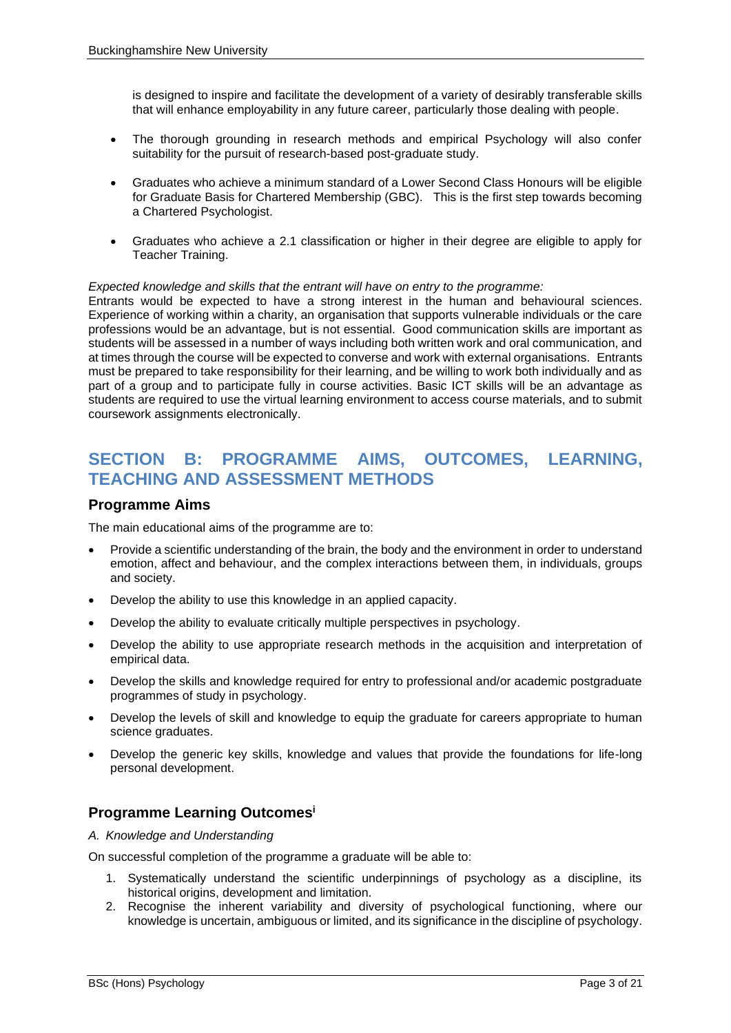is designed to inspire and facilitate the development of a variety of desirably transferable skills that will enhance employability in any future career, particularly those dealing with people.

- The thorough grounding in research methods and empirical Psychology will also confer suitability for the pursuit of research-based post-graduate study.
- Graduates who achieve a minimum standard of a Lower Second Class Honours will be eligible for Graduate Basis for Chartered Membership (GBC). This is the first step towards becoming a Chartered Psychologist.
- Graduates who achieve a 2.1 classification or higher in their degree are eligible to apply for Teacher Training.

*Expected knowledge and skills that the entrant will have on entry to the programme:*

Entrants would be expected to have a strong interest in the human and behavioural sciences. Experience of working within a charity, an organisation that supports vulnerable individuals or the care professions would be an advantage, but is not essential. Good communication skills are important as students will be assessed in a number of ways including both written work and oral communication, and at times through the course will be expected to converse and work with external organisations. Entrants must be prepared to take responsibility for their learning, and be willing to work both individually and as part of a group and to participate fully in course activities. Basic ICT skills will be an advantage as students are required to use the virtual learning environment to access course materials, and to submit coursework assignments electronically.

# SECTION B: PROGRAMME AIMS, OUTCOMES, LEARNING, TEACHING AND ASSESSMENT METHODS

## Programme Aims

The main educational aims of the programme are to:

- Provide a scientific understanding of the brain, the body and the environment in order to understand emotion, affect and behaviour, and the complex interactions between them, in individuals, groups and society.
- Develop the ability to use this knowledge in an applied capacity.
- Develop the ability to evaluate critically multiple perspectives in psychology.
- Develop the ability to use appropriate research methods in the acquisition and interpretation of empirical data.
- Develop the skills and knowledge required for entry to professional and/or academic postgraduate programmes of study in psychology.
- Develop the levels of skill and knowledge to equip the graduate for careers appropriate to human science graduates.
- Develop the generic key skills, knowledge and values that provide the foundations for life-long personal development.

## Programme Learning Outcomes[i]

*A. Knowledge and Understanding*

On successful completion of the programme a graduate will be able to:

1. Systematically understand the scientific underpinnings of psychology as a discipline, its historical origins, development and limitation.
2. Recognise the inherent variability and diversity of psychological functioning, where our knowledge is uncertain, ambiguous or limited, and its significance in the discipline of psychology.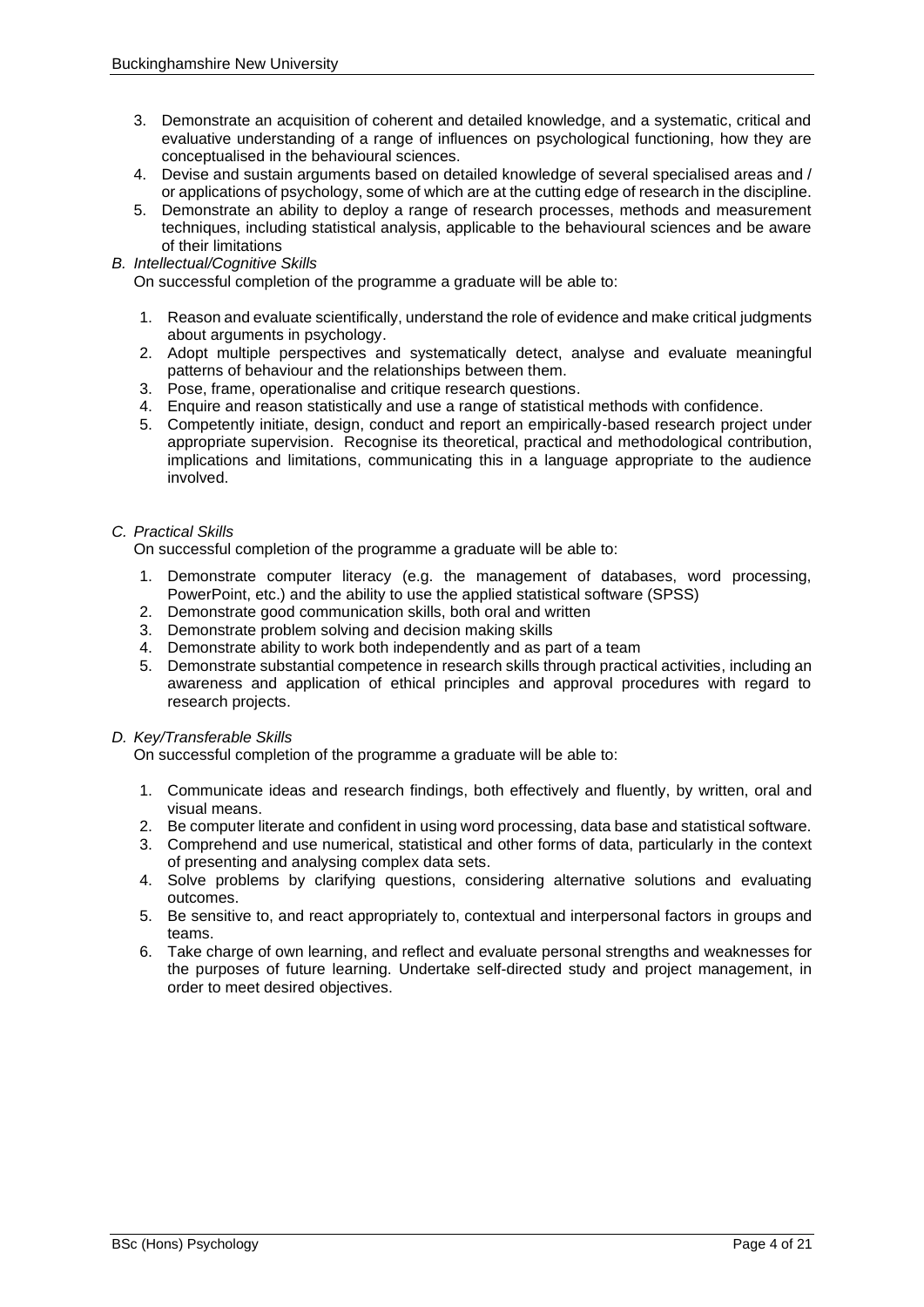3. Demonstrate an acquisition of coherent and detailed knowledge, and a systematic, critical and evaluative understanding of a range of influences on psychological functioning, how they are conceptualised in the behavioural sciences.
4. Devise and sustain arguments based on detailed knowledge of several specialised areas and / or applications of psychology, some of which are at the cutting edge of research in the discipline.
5. Demonstrate an ability to deploy a range of research processes, methods and measurement techniques, including statistical analysis, applicable to the behavioural sciences and be aware of their limitations

*B. Intellectual/Cognitive Skills*

On successful completion of the programme a graduate will be able to:

1. Reason and evaluate scientifically, understand the role of evidence and make critical judgments about arguments in psychology.
2. Adopt multiple perspectives and systematically detect, analyse and evaluate meaningful patterns of behaviour and the relationships between them.
3. Pose, frame, operationalise and critique research questions.
4. Enquire and reason statistically and use a range of statistical methods with confidence.
5. Competently initiate, design, conduct and report an empirically-based research project under appropriate supervision. Recognise its theoretical, practical and methodological contribution, implications and limitations, communicating this in a language appropriate to the audience involved.

*C. Practical Skills*

On successful completion of the programme a graduate will be able to:

1. Demonstrate computer literacy (e.g. the management of databases, word processing, PowerPoint, etc.) and the ability to use the applied statistical software (SPSS)
2. Demonstrate good communication skills, both oral and written
3. Demonstrate problem solving and decision making skills
4. Demonstrate ability to work both independently and as part of a team
5. Demonstrate substantial competence in research skills through practical activities, including an awareness and application of ethical principles and approval procedures with regard to research projects.

*D. Key/Transferable Skills*

On successful completion of the programme a graduate will be able to:

1. Communicate ideas and research findings, both effectively and fluently, by written, oral and visual means.
2. Be computer literate and confident in using word processing, data base and statistical software.
3. Comprehend and use numerical, statistical and other forms of data, particularly in the context of presenting and analysing complex data sets.
4. Solve problems by clarifying questions, considering alternative solutions and evaluating outcomes.
5. Be sensitive to, and react appropriately to, contextual and interpersonal factors in groups and teams.
6. Take charge of own learning, and reflect and evaluate personal strengths and weaknesses for the purposes of future learning. Undertake self-directed study and project management, in order to meet desired objectives.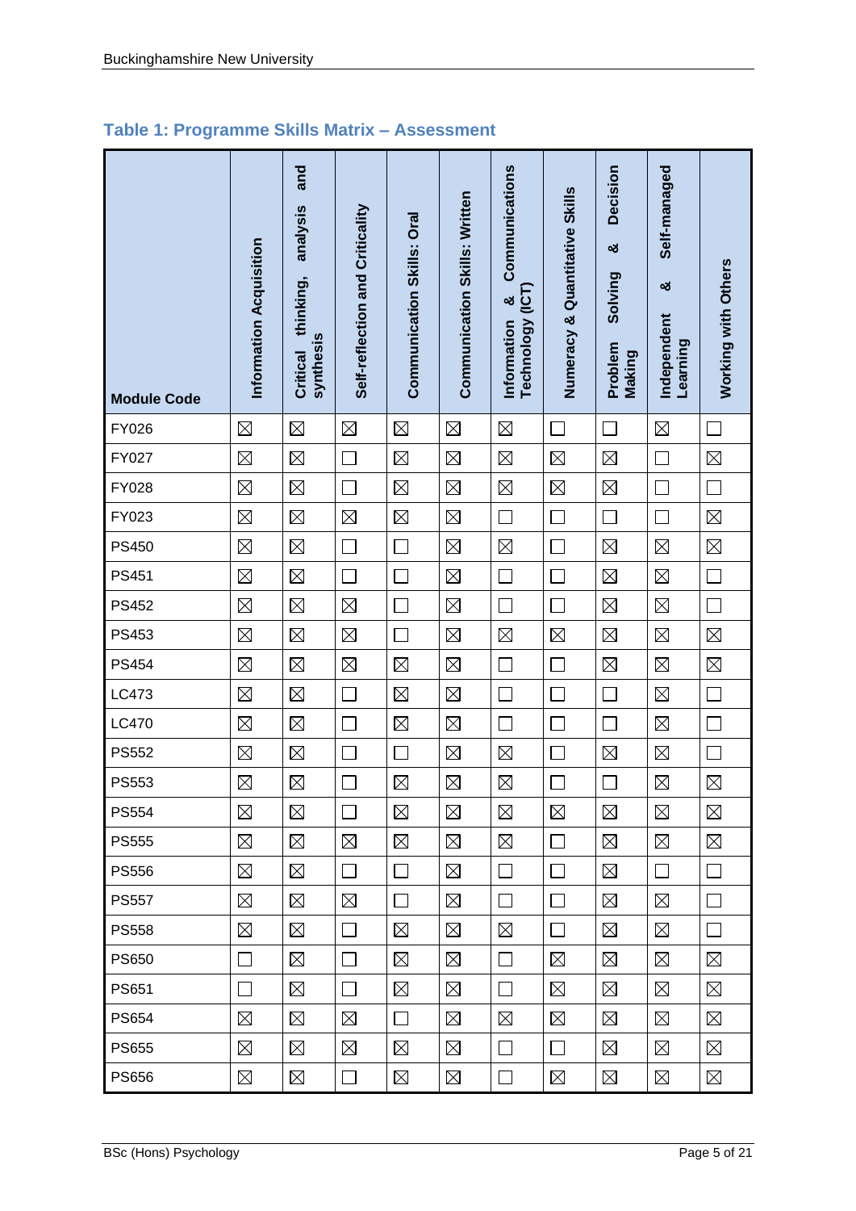## Table 1: Programme Skills Matrix – Assessment

| Module Code | Information Acquisition | Critical thinking, analysis and synthesis | Self-reflection and Criticality | Communication Skills: Oral | Communication Skills: Written | Information & Communications Technology (ICT) | Numeracy & Quantitative Skills | Problem Solving & Decision Making | Independent & Self-managed Learning | Working with Others |
|---|---|---|---|---|---|---|---|---|---|---|
| FY026 | ☒ | ☒ | ☒ | ☒ | ☒ | ☒ | ☐ | ☐ | ☒ | ☐ |
| FY027 | ☒ | ☒ | ☐ | ☒ | ☒ | ☒ | ☒ | ☒ | ☐ | ☒ |
| FY028 | ☒ | ☒ | ☐ | ☒ | ☒ | ☒ | ☒ | ☒ | ☐ | ☐ |
| FY023 | ☒ | ☒ | ☒ | ☒ | ☒ | ☐ | ☐ | ☐ | ☐ | ☒ |
| PS450 | ☒ | ☒ | ☐ | ☐ | ☒ | ☒ | ☐ | ☒ | ☒ | ☒ |
| PS451 | ☒ | ☒ | ☐ | ☐ | ☒ | ☐ | ☐ | ☒ | ☒ | ☐ |
| PS452 | ☒ | ☒ | ☒ | ☐ | ☒ | ☐ | ☐ | ☒ | ☒ | ☐ |
| PS453 | ☒ | ☒ | ☒ | ☐ | ☒ | ☒ | ☒ | ☒ | ☒ | ☒ |
| PS454 | ☒ | ☒ | ☒ | ☒ | ☒ | ☐ | ☐ | ☒ | ☒ | ☒ |
| LC473 | ☒ | ☒ | ☐ | ☒ | ☒ | ☐ | ☐ | ☐ | ☒ | ☐ |
| LC470 | ☒ | ☒ | ☐ | ☒ | ☒ | ☐ | ☐ | ☐ | ☒ | ☐ |
| PS552 | ☒ | ☒ | ☐ | ☐ | ☒ | ☒ | ☐ | ☒ | ☒ | ☐ |
| PS553 | ☒ | ☒ | ☐ | ☒ | ☒ | ☒ | ☐ | ☐ | ☒ | ☒ |
| PS554 | ☒ | ☒ | ☐ | ☒ | ☒ | ☒ | ☒ | ☒ | ☒ | ☒ |
| PS555 | ☒ | ☒ | ☒ | ☒ | ☒ | ☒ | ☐ | ☒ | ☒ | ☒ |
| PS556 | ☒ | ☒ | ☐ | ☐ | ☒ | ☐ | ☐ | ☒ | ☐ | ☐ |
| PS557 | ☒ | ☒ | ☒ | ☐ | ☒ | ☐ | ☐ | ☒ | ☒ | ☐ |
| PS558 | ☒ | ☒ | ☐ | ☒ | ☒ | ☒ | ☐ | ☒ | ☒ | ☐ |
| PS650 | ☐ | ☒ | ☐ | ☒ | ☒ | ☐ | ☒ | ☒ | ☒ | ☒ |
| PS651 | ☐ | ☒ | ☐ | ☒ | ☒ | ☐ | ☒ | ☒ | ☒ | ☒ |
| PS654 | ☒ | ☒ | ☒ | ☐ | ☒ | ☒ | ☒ | ☒ | ☒ | ☒ |
| PS655 | ☒ | ☒ | ☒ | ☒ | ☒ | ☐ | ☐ | ☒ | ☒ | ☒ |
| PS656 | ☒ | ☒ | ☐ | ☒ | ☒ | ☐ | ☒ | ☒ | ☒ | ☒ |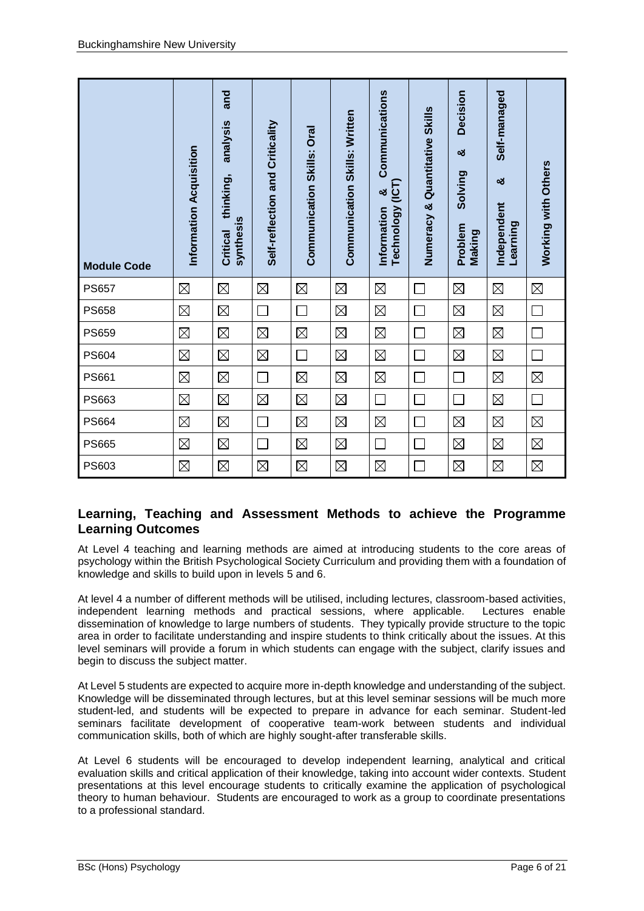| Module Code | Information Acquisition | Critical thinking, analysis and synthesis | Self-reflection and Criticality | Communication Skills: Oral | Communication Skills: Written | Information & Communications Technology (ICT) | Numeracy & Quantitative Skills | Problem Solving & Decision Making | Independent & Self-managed Learning | Working with Others |
|---|---|---|---|---|---|---|---|---|---|---|
| PS657 | ☒ | ☒ | ☒ | ☒ | ☒ | ☒ | ☐ | ☒ | ☒ | ☒ |
| PS658 | ☒ | ☒ | ☐ | ☐ | ☒ | ☒ | ☐ | ☒ | ☒ | ☐ |
| PS659 | ☒ | ☒ | ☒ | ☒ | ☒ | ☒ | ☐ | ☒ | ☒ | ☐ |
| PS604 | ☒ | ☒ | ☒ | ☐ | ☒ | ☒ | ☐ | ☒ | ☒ | ☐ |
| PS661 | ☒ | ☒ | ☐ | ☒ | ☒ | ☒ | ☐ | ☐ | ☒ | ☒ |
| PS663 | ☒ | ☒ | ☒ | ☒ | ☒ | ☐ | ☐ | ☐ | ☒ | ☐ |
| PS664 | ☒ | ☒ | ☐ | ☒ | ☒ | ☒ | ☐ | ☒ | ☒ | ☒ |
| PS665 | ☒ | ☒ | ☐ | ☒ | ☒ | ☐ | ☐ | ☒ | ☒ | ☒ |
| PS603 | ☒ | ☒ | ☒ | ☒ | ☒ | ☒ | ☐ | ☒ | ☒ | ☒ |

## Learning, Teaching and Assessment Methods to achieve the Programme Learning Outcomes

At Level 4 teaching and learning methods are aimed at introducing students to the core areas of psychology within the British Psychological Society Curriculum and providing them with a foundation of knowledge and skills to build upon in levels 5 and 6.

At level 4 a number of different methods will be utilised, including lectures, classroom-based activities, independent learning methods and practical sessions, where applicable. Lectures enable dissemination of knowledge to large numbers of students. They typically provide structure to the topic area in order to facilitate understanding and inspire students to think critically about the issues. At this level seminars will provide a forum in which students can engage with the subject, clarify issues and begin to discuss the subject matter.

At Level 5 students are expected to acquire more in-depth knowledge and understanding of the subject. Knowledge will be disseminated through lectures, but at this level seminar sessions will be much more student-led, and students will be expected to prepare in advance for each seminar. Student-led seminars facilitate development of cooperative team-work between students and individual communication skills, both of which are highly sought-after transferable skills.

At Level 6 students will be encouraged to develop independent learning, analytical and critical evaluation skills and critical application of their knowledge, taking into account wider contexts. Student presentations at this level encourage students to critically examine the application of psychological theory to human behaviour. Students are encouraged to work as a group to coordinate presentations to a professional standard.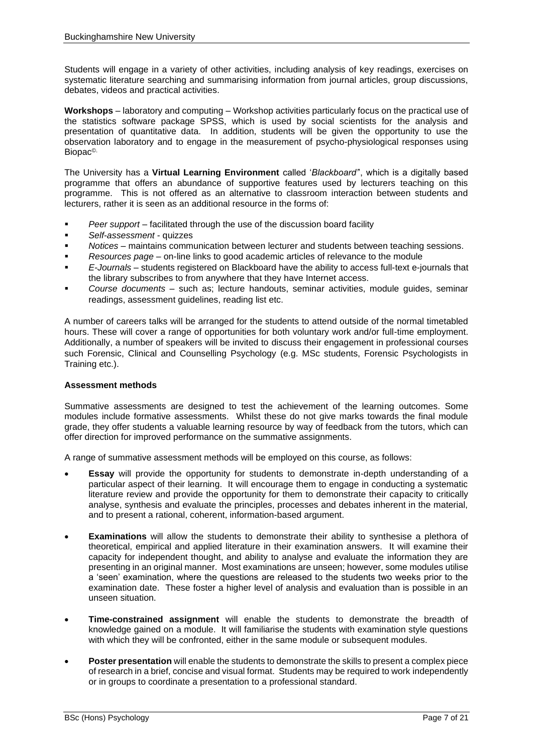Students will engage in a variety of other activities, including analysis of key readings, exercises on systematic literature searching and summarising information from journal articles, group discussions, debates, videos and practical activities.

**Workshops** – laboratory and computing – Workshop activities particularly focus on the practical use of the statistics software package SPSS, which is used by social scientists for the analysis and presentation of quantitative data. In addition, students will be given the opportunity to use the observation laboratory and to engage in the measurement of psycho-physiological responses using Biopac©.

The University has a **Virtual Learning Environment** called '*Blackboard*", which is a digitally based programme that offers an abundance of supportive features used by lecturers teaching on this programme. This is not offered as an alternative to classroom interaction between students and lecturers, rather it is seen as an additional resource in the forms of:

- *Peer support* – facilitated through the use of the discussion board facility
- *Self-assessment* - quizzes
- *Notices* – maintains communication between lecturer and students between teaching sessions.
- *Resources page* – on-line links to good academic articles of relevance to the module
- *E-Journals* – students registered on Blackboard have the ability to access full-text e-journals that the library subscribes to from anywhere that they have Internet access.
- *Course documents* – such as; lecture handouts, seminar activities, module guides, seminar readings, assessment guidelines, reading list etc.

A number of careers talks will be arranged for the students to attend outside of the normal timetabled hours. These will cover a range of opportunities for both voluntary work and/or full-time employment. Additionally, a number of speakers will be invited to discuss their engagement in professional courses such Forensic, Clinical and Counselling Psychology (e.g. MSc students, Forensic Psychologists in Training etc.).

**Assessment methods**

Summative assessments are designed to test the achievement of the learning outcomes. Some modules include formative assessments. Whilst these do not give marks towards the final module grade, they offer students a valuable learning resource by way of feedback from the tutors, which can offer direction for improved performance on the summative assignments.

A range of summative assessment methods will be employed on this course, as follows:

- **Essay** will provide the opportunity for students to demonstrate in-depth understanding of a particular aspect of their learning. It will encourage them to engage in conducting a systematic literature review and provide the opportunity for them to demonstrate their capacity to critically analyse, synthesis and evaluate the principles, processes and debates inherent in the material, and to present a rational, coherent, information-based argument.

- **Examinations** will allow the students to demonstrate their ability to synthesise a plethora of theoretical, empirical and applied literature in their examination answers. It will examine their capacity for independent thought, and ability to analyse and evaluate the information they are presenting in an original manner. Most examinations are unseen; however, some modules utilise a 'seen' examination, where the questions are released to the students two weeks prior to the examination date. These foster a higher level of analysis and evaluation than is possible in an unseen situation.

- **Time-constrained assignment** will enable the students to demonstrate the breadth of knowledge gained on a module. It will familiarise the students with examination style questions with which they will be confronted, either in the same module or subsequent modules.

- **Poster presentation** will enable the students to demonstrate the skills to present a complex piece of research in a brief, concise and visual format. Students may be required to work independently or in groups to coordinate a presentation to a professional standard.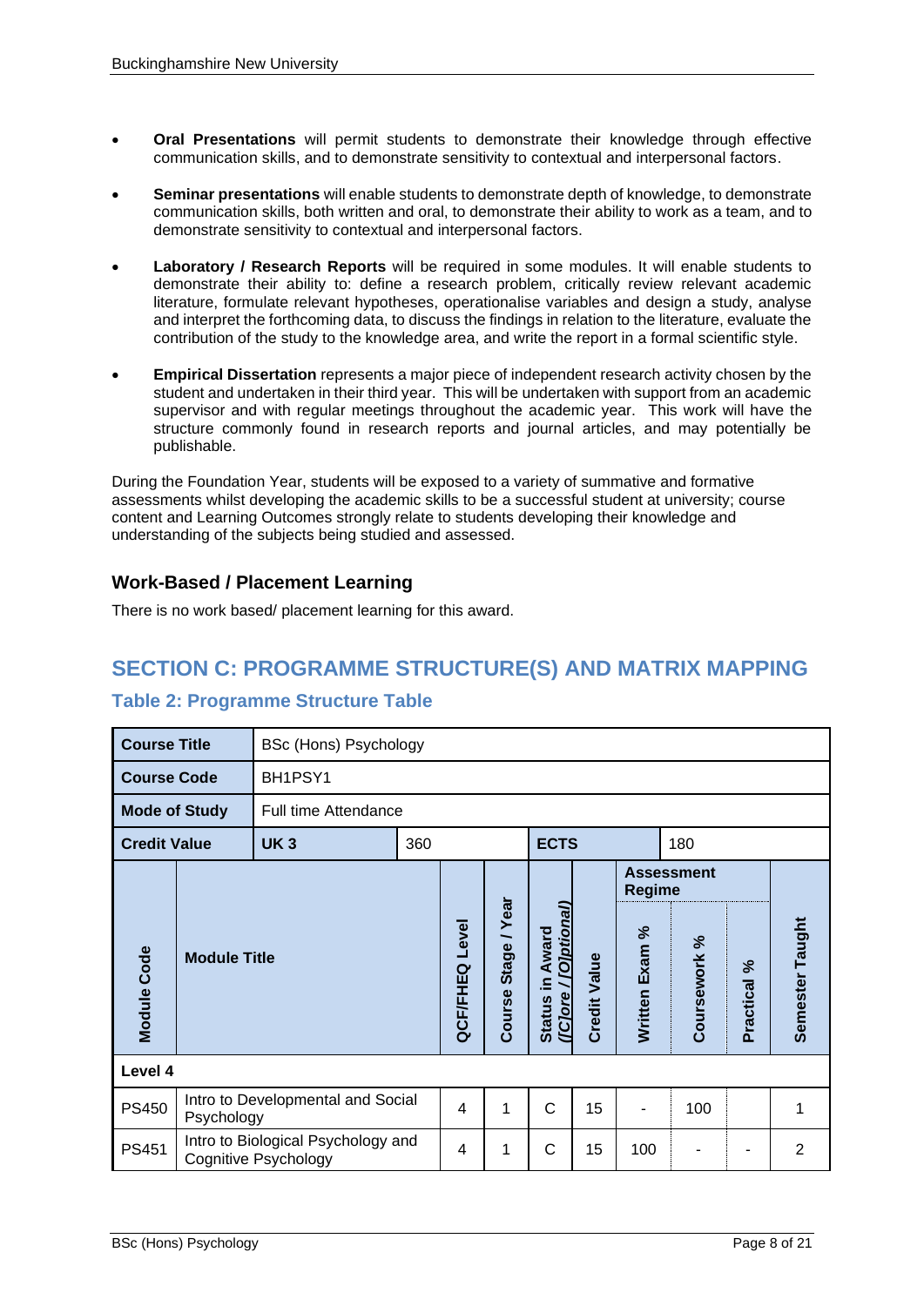- **Oral Presentations** will permit students to demonstrate their knowledge through effective communication skills, and to demonstrate sensitivity to contextual and interpersonal factors.
- **Seminar presentations** will enable students to demonstrate depth of knowledge, to demonstrate communication skills, both written and oral, to demonstrate their ability to work as a team, and to demonstrate sensitivity to contextual and interpersonal factors.
- **Laboratory / Research Reports** will be required in some modules. It will enable students to demonstrate their ability to: define a research problem, critically review relevant academic literature, formulate relevant hypotheses, operationalise variables and design a study, analyse and interpret the forthcoming data, to discuss the findings in relation to the literature, evaluate the contribution of the study to the knowledge area, and write the report in a formal scientific style.
- **Empirical Dissertation** represents a major piece of independent research activity chosen by the student and undertaken in their third year. This will be undertaken with support from an academic supervisor and with regular meetings throughout the academic year. This work will have the structure commonly found in research reports and journal articles, and may potentially be publishable.

During the Foundation Year, students will be exposed to a variety of summative and formative assessments whilst developing the academic skills to be a successful student at university; course content and Learning Outcomes strongly relate to students developing their knowledge and understanding of the subjects being studied and assessed.

### Work-Based / Placement Learning

There is no work based/ placement learning for this award.

## SECTION C: PROGRAMME STRUCTURE(S) AND MATRIX MAPPING

### Table 2: Programme Structure Table

| **Course Title** | BSc (Hons) Psychology | | | | | | | | | |
|---|---|---|---|---|---|---|---|---|---|---|
| **Course Code** | BH1PSY1 | | | | | | | | | |
| **Mode of Study** | Full time Attendance | | | | | | | | | |
| **Credit Value** | **UK 3** | 360 | | **ECTS** | | 180 | | | | |
| **Module Code** | **Module Title** | | **QCF/FHEQ Level** | **Course Stage / Year** | **Status in Award ([C]ore / [O]ptional)** | **Credit Value** | **Assessment Regime** – **Written Exam %** | **Coursework %** | **Practical %** | **Semester Taught** |
| **Level 4** | | | | | | | | | | |
| PS450 | Intro to Developmental and Social Psychology | | 4 | 1 | C | 15 | - | 100 | | 1 |
| PS451 | Intro to Biological Psychology and Cognitive Psychology | | 4 | 1 | C | 15 | 100 | - | - | 2 |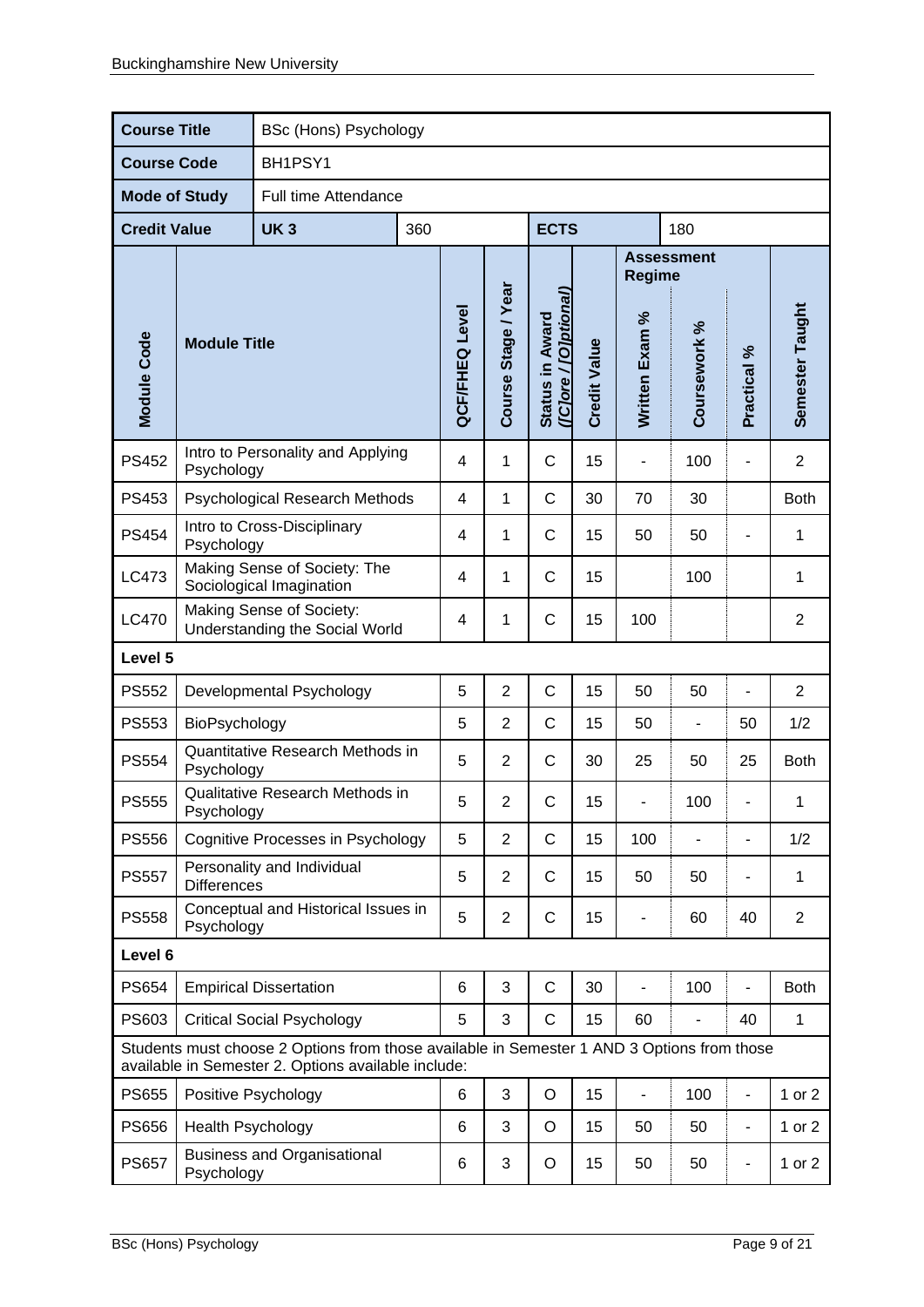| Course Title | BSc (Hons) Psychology | | | | | | | | | |
|---|---|---|---|---|---|---|---|---|---|---|
| **Course Code** | BH1PSY1 | | | | | | | | | |
| **Mode of Study** | Full time Attendance | | | | | | | | | |
| **Credit Value** | **UK 3** | 360 | | **ECTS** | | 180 | | | | |
| **Module Code** | **Module Title** | **QCF/FHEQ Level** | **Course Stage / Year** | **Status in Award ([C]ore / [O]ptional)** | **Credit Value** | **Assessment Regime** Written Exam % | Coursework % | Practical % | **Semester Taught** | |
| PS452 | Intro to Personality and Applying Psychology | 4 | 1 | C | 15 | - | 100 | - | 2 | |
| PS453 | Psychological Research Methods | 4 | 1 | C | 30 | 70 | 30 | | Both | |
| PS454 | Intro to Cross-Disciplinary Psychology | 4 | 1 | C | 15 | 50 | 50 | - | 1 | |
| LC473 | Making Sense of Society: The Sociological Imagination | 4 | 1 | C | 15 | | 100 | | 1 | |
| LC470 | Making Sense of Society: Understanding the Social World | 4 | 1 | C | 15 | 100 | | | 2 | |
| **Level 5** | | | | | | | | | | |
| PS552 | Developmental Psychology | 5 | 2 | C | 15 | 50 | 50 | - | 2 | |
| PS553 | BioPsychology | 5 | 2 | C | 15 | 50 | - | 50 | 1/2 | |
| PS554 | Quantitative Research Methods in Psychology | 5 | 2 | C | 30 | 25 | 50 | 25 | Both | |
| PS555 | Qualitative Research Methods in Psychology | 5 | 2 | C | 15 | - | 100 | - | 1 | |
| PS556 | Cognitive Processes in Psychology | 5 | 2 | C | 15 | 100 | - | - | 1/2 | |
| PS557 | Personality and Individual Differences | 5 | 2 | C | 15 | 50 | 50 | - | 1 | |
| PS558 | Conceptual and Historical Issues in Psychology | 5 | 2 | C | 15 | - | 60 | 40 | 2 | |
| **Level 6** | | | | | | | | | | |
| PS654 | Empirical Dissertation | 6 | 3 | C | 30 | - | 100 | - | Both | |
| PS603 | Critical Social Psychology | 5 | 3 | C | 15 | 60 | - | 40 | 1 | |
| Students must choose 2 Options from those available in Semester 1 AND 3 Options from those available in Semester 2. Options available include: | | | | | | | | | | |
| PS655 | Positive Psychology | 6 | 3 | O | 15 | - | 100 | - | 1 or 2 | |
| PS656 | Health Psychology | 6 | 3 | O | 15 | 50 | 50 | - | 1 or 2 | |
| PS657 | Business and Organisational Psychology | 6 | 3 | O | 15 | 50 | 50 | - | 1 or 2 | |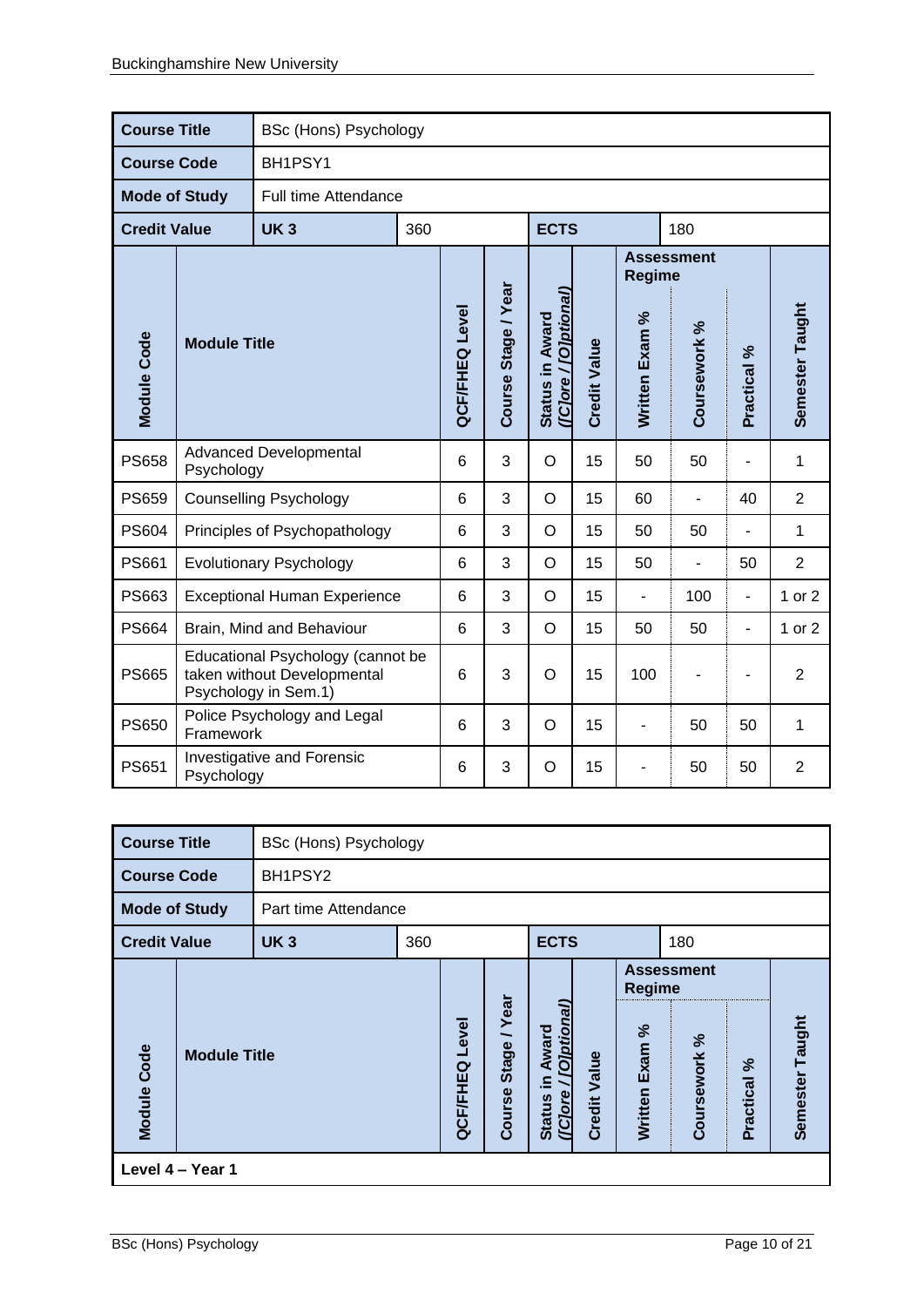| Course Title | BSc (Hons) Psychology | | | | | | | | | |
|---|---|---|---|---|---|---|---|---|---|---|
| Course Code | BH1PSY1 | | | | | | | | | |
| Mode of Study | Full time Attendance | | | | | | | | | |
| Credit Value | UK 3 | 360 | | | ECTS | | 180 | | | |
| Module Code | Module Title | QCF/FHEQ Level | Course Stage / Year | Status in Award ([C]ore / [O]ptional) | Credit Value | Assessment Regime | | | Semester Taught | |
| | | | | | | Written Exam % | Coursework % | Practical % | | |
| PS658 | Advanced Developmental Psychology | 6 | 3 | O | 15 | 50 | 50 | - | 1 | |
| PS659 | Counselling Psychology | 6 | 3 | O | 15 | 60 | - | 40 | 2 | |
| PS604 | Principles of Psychopathology | 6 | 3 | O | 15 | 50 | 50 | - | 1 | |
| PS661 | Evolutionary Psychology | 6 | 3 | O | 15 | 50 | - | 50 | 2 | |
| PS663 | Exceptional Human Experience | 6 | 3 | O | 15 | - | 100 | - | 1 or 2 | |
| PS664 | Brain, Mind and Behaviour | 6 | 3 | O | 15 | 50 | 50 | - | 1 or 2 | |
| PS665 | Educational Psychology (cannot be taken without Developmental Psychology in Sem.1) | 6 | 3 | O | 15 | 100 | - | - | 2 | |
| PS650 | Police Psychology and Legal Framework | 6 | 3 | O | 15 | - | 50 | 50 | 1 | |
| PS651 | Investigative and Forensic Psychology | 6 | 3 | O | 15 | - | 50 | 50 | 2 | |

| Course Title | BSc (Hons) Psychology | | | | | | | | | |
|---|---|---|---|---|---|---|---|---|---|---|
| Course Code | BH1PSY2 | | | | | | | | | |
| Mode of Study | Part time Attendance | | | | | | | | | |
| Credit Value | UK 3 | 360 | | | ECTS | | 180 | | | |
| Module Code | Module Title | QCF/FHEQ Level | Course Stage / Year | Status in Award ([C]ore / [O]ptional) | Credit Value | Assessment Regime | | | Semester Taught | |
| | | | | | | Written Exam % | Coursework % | Practical % | | |
| Level 4 – Year 1 | | | | | | | | | | |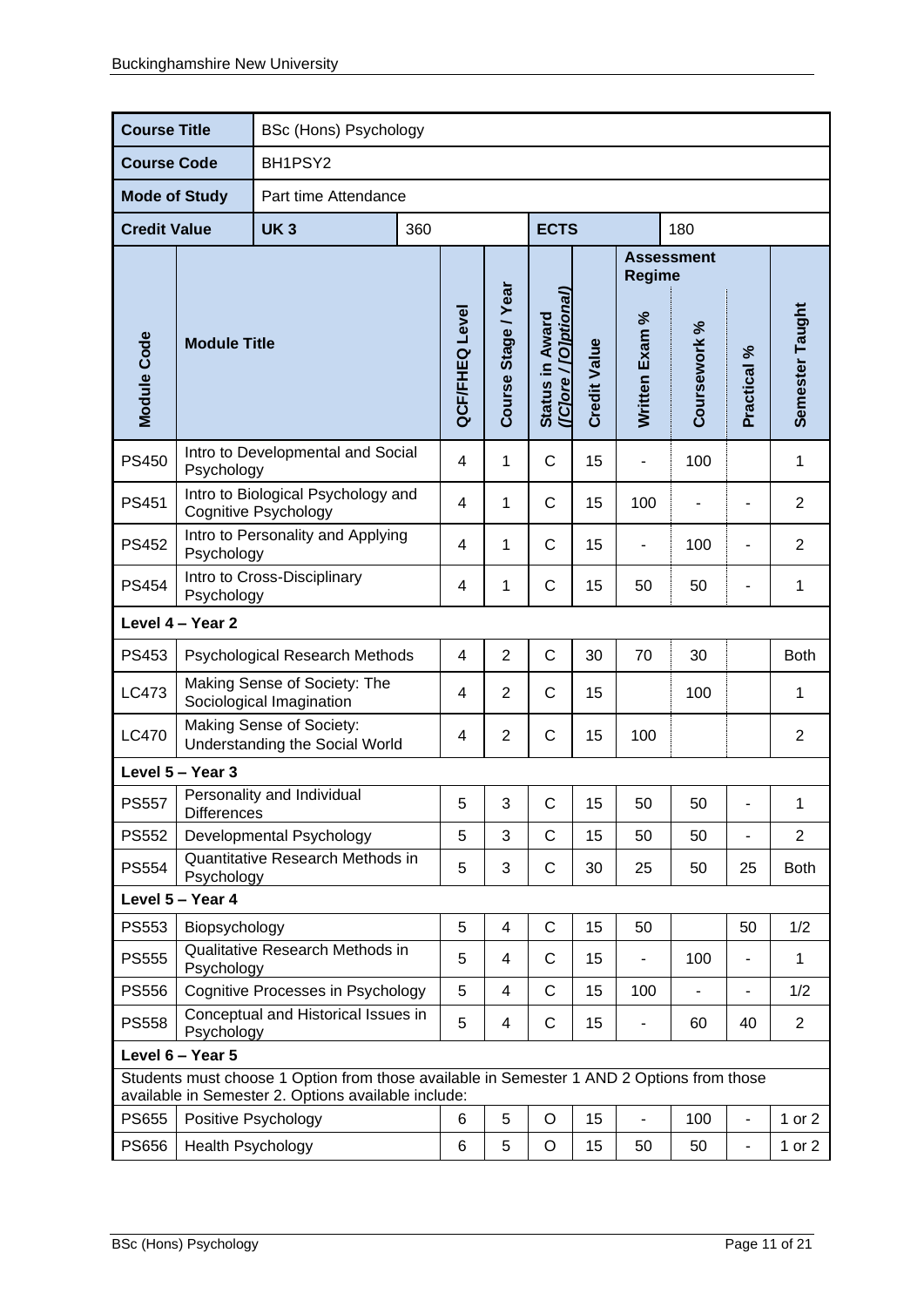| **Course Title** | BSc (Hons) Psychology | | | | | | | | | |
|---|---|---|---|---|---|---|---|---|---|---|
| **Course Code** | BH1PSY2 | | | | | | | | | |
| **Mode of Study** | Part time Attendance | | | | | | | | | |
| **Credit Value** | **UK 3** | 360 | | **ECTS** | | 180 | | | | |
| **Module Code** | **Module Title** | **QCF/FHEQ Level** | **Course Stage / Year** | **Status in Award ([C]ore / [O]ptional)** | **Credit Value** | **Assessment Regime** **Written Exam %** | **Coursework %** | **Practical %** | **Semester Taught** | |
| PS450 | Intro to Developmental and Social Psychology | 4 | 1 | C | 15 | - | 100 | | 1 | |
| PS451 | Intro to Biological Psychology and Cognitive Psychology | 4 | 1 | C | 15 | 100 | - | - | 2 | |
| PS452 | Intro to Personality and Applying Psychology | 4 | 1 | C | 15 | - | 100 | - | 2 | |
| PS454 | Intro to Cross-Disciplinary Psychology | 4 | 1 | C | 15 | 50 | 50 | - | 1 | |
| **Level 4 – Year 2** | | | | | | | | | | |
| PS453 | Psychological Research Methods | 4 | 2 | C | 30 | 70 | 30 | | Both | |
| LC473 | Making Sense of Society: The Sociological Imagination | 4 | 2 | C | 15 | | 100 | | 1 | |
| LC470 | Making Sense of Society: Understanding the Social World | 4 | 2 | C | 15 | 100 | | | 2 | |
| **Level 5 – Year 3** | | | | | | | | | | |
| PS557 | Personality and Individual Differences | 5 | 3 | C | 15 | 50 | 50 | - | 1 | |
| PS552 | Developmental Psychology | 5 | 3 | C | 15 | 50 | 50 | - | 2 | |
| PS554 | Quantitative Research Methods in Psychology | 5 | 3 | C | 30 | 25 | 50 | 25 | Both | |
| **Level 5 – Year 4** | | | | | | | | | | |
| PS553 | Biopsychology | 5 | 4 | C | 15 | 50 | | 50 | 1/2 | |
| PS555 | Qualitative Research Methods in Psychology | 5 | 4 | C | 15 | - | 100 | - | 1 | |
| PS556 | Cognitive Processes in Psychology | 5 | 4 | C | 15 | 100 | - | - | 1/2 | |
| PS558 | Conceptual and Historical Issues in Psychology | 5 | 4 | C | 15 | - | 60 | 40 | 2 | |
| **Level 6 – Year 5** | | | | | | | | | | |
| Students must choose 1 Option from those available in Semester 1 AND 2 Options from those available in Semester 2. Options available include: | | | | | | | | | | |
| PS655 | Positive Psychology | 6 | 5 | O | 15 | - | 100 | - | 1 or 2 | |
| PS656 | Health Psychology | 6 | 5 | O | 15 | 50 | 50 | - | 1 or 2 | |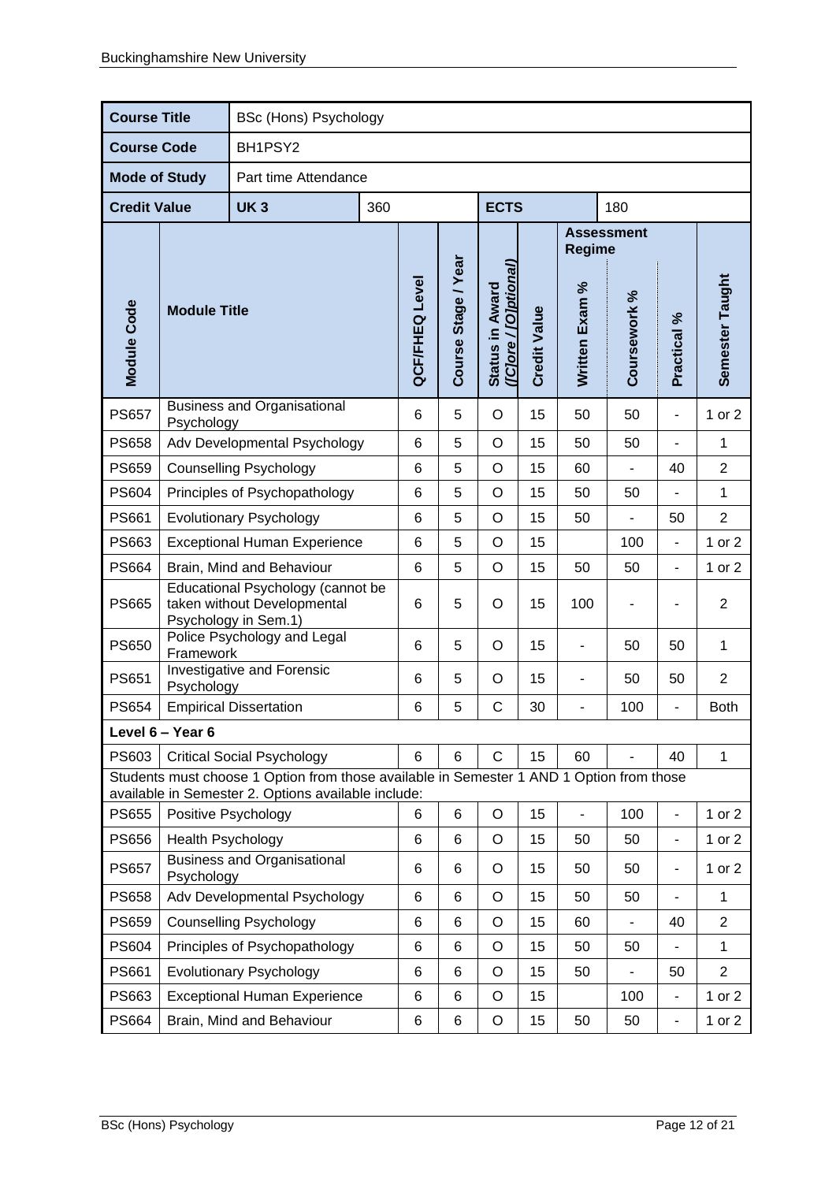| Course Title | BSc (Hons) Psychology | | | | | | | | | |
|---|---|---|---|---|---|---|---|---|---|---|
| **Course Code** | BH1PSY2 | | | | | | | | | |
| **Mode of Study** | Part time Attendance | | | | | | | | | |
| **Credit Value** | **UK 3** | 360 | | **ECTS** | | 180 | | | | |
| | | | | | | **Assessment Regime** | | | | |
| **Module Code** | **Module Title** | **QCF/FHEQ Level** | **Course Stage / Year** | **Status in Award ([C]ore / [O]ptional)** | **Credit Value** | **Written Exam %** | **Coursework %** | **Practical %** | **Semester Taught** | |
| PS657 | Business and Organisational Psychology | 6 | 5 | O | 15 | 50 | 50 | - | 1 or 2 | |
| PS658 | Adv Developmental Psychology | 6 | 5 | O | 15 | 50 | 50 | - | 1 | |
| PS659 | Counselling Psychology | 6 | 5 | O | 15 | 60 | - | 40 | 2 | |
| PS604 | Principles of Psychopathology | 6 | 5 | O | 15 | 50 | 50 | - | 1 | |
| PS661 | Evolutionary Psychology | 6 | 5 | O | 15 | 50 | - | 50 | 2 | |
| PS663 | Exceptional Human Experience | 6 | 5 | O | 15 | | 100 | - | 1 or 2 | |
| PS664 | Brain, Mind and Behaviour | 6 | 5 | O | 15 | 50 | 50 | - | 1 or 2 | |
| PS665 | Educational Psychology (cannot be taken without Developmental Psychology in Sem.1) | 6 | 5 | O | 15 | 100 | - | - | 2 | |
| PS650 | Police Psychology and Legal Framework | 6 | 5 | O | 15 | - | 50 | 50 | 1 | |
| PS651 | Investigative and Forensic Psychology | 6 | 5 | O | 15 | - | 50 | 50 | 2 | |
| PS654 | Empirical Dissertation | 6 | 5 | C | 30 | - | 100 | - | Both | |
| **Level 6 – Year 6** | | | | | | | | | | |
| PS603 | Critical Social Psychology | 6 | 6 | C | 15 | 60 | - | 40 | 1 | |
| Students must choose 1 Option from those available in Semester 1 AND 1 Option from those available in Semester 2. Options available include: | | | | | | | | | | |
| PS655 | Positive Psychology | 6 | 6 | O | 15 | - | 100 | - | 1 or 2 | |
| PS656 | Health Psychology | 6 | 6 | O | 15 | 50 | 50 | - | 1 or 2 | |
| PS657 | Business and Organisational Psychology | 6 | 6 | O | 15 | 50 | 50 | - | 1 or 2 | |
| PS658 | Adv Developmental Psychology | 6 | 6 | O | 15 | 50 | 50 | - | 1 | |
| PS659 | Counselling Psychology | 6 | 6 | O | 15 | 60 | - | 40 | 2 | |
| PS604 | Principles of Psychopathology | 6 | 6 | O | 15 | 50 | 50 | - | 1 | |
| PS661 | Evolutionary Psychology | 6 | 6 | O | 15 | 50 | - | 50 | 2 | |
| PS663 | Exceptional Human Experience | 6 | 6 | O | 15 | | 100 | - | 1 or 2 | |
| PS664 | Brain, Mind and Behaviour | 6 | 6 | O | 15 | 50 | 50 | - | 1 or 2 | |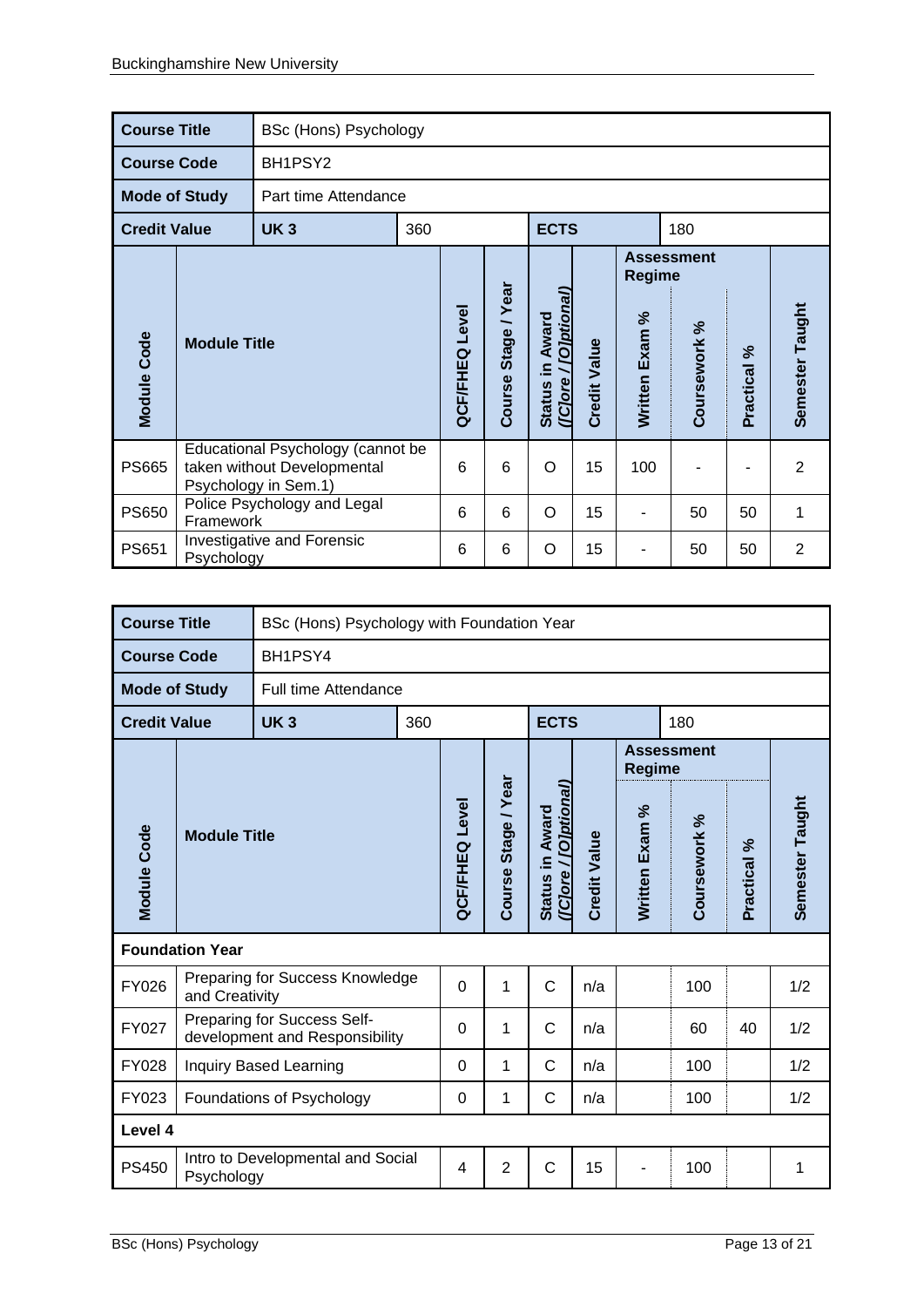| Course Title | BSc (Hons) Psychology | | | | | | | | | |
|---|---|---|---|---|---|---|---|---|---|---|
| **Course Code** | BH1PSY2 | | | | | | | | | |
| **Mode of Study** | Part time Attendance | | | | | | | | | |
| **Credit Value** | **UK 3** | 360 | | | **ECTS** | | 180 | | | |
| **Module Code** | **Module Title** | **QCF/FHEQ Level** | **Course Stage / Year** | **Status in Award ([C]ore / [O]ptional)** | **Credit Value** | **Assessment Regime** | | | **Semester Taught** | |
| | | | | | | **Written Exam %** | **Coursework %** | **Practical %** | | |
| PS665 | Educational Psychology (cannot be taken without Developmental Psychology in Sem.1) | 6 | 6 | O | 15 | 100 | - | - | 2 | |
| PS650 | Police Psychology and Legal Framework | 6 | 6 | O | 15 | - | 50 | 50 | 1 | |
| PS651 | Investigative and Forensic Psychology | 6 | 6 | O | 15 | - | 50 | 50 | 2 | |

| Course Title | BSc (Hons) Psychology with Foundation Year | | | | | | | | | |
|---|---|---|---|---|---|---|---|---|---|---|
| **Course Code** | BH1PSY4 | | | | | | | | | |
| **Mode of Study** | Full time Attendance | | | | | | | | | |
| **Credit Value** | **UK 3** | 360 | | | **ECTS** | | 180 | | | |
| **Module Code** | **Module Title** | **QCF/FHEQ Level** | **Course Stage / Year** | **Status in Award ([C]ore / [O]ptional)** | **Credit Value** | **Assessment Regime** | | | **Semester Taught** | |
| | | | | | | **Written Exam %** | **Coursework %** | **Practical %** | | |
| **Foundation Year** | | | | | | | | | | |
| FY026 | Preparing for Success Knowledge and Creativity | 0 | 1 | C | n/a | | 100 | | 1/2 | |
| FY027 | Preparing for Success Self-development and Responsibility | 0 | 1 | C | n/a | | 60 | 40 | 1/2 | |
| FY028 | Inquiry Based Learning | 0 | 1 | C | n/a | | 100 | | 1/2 | |
| FY023 | Foundations of Psychology | 0 | 1 | C | n/a | | 100 | | 1/2 | |
| **Level 4** | | | | | | | | | | |
| PS450 | Intro to Developmental and Social Psychology | 4 | 2 | C | 15 | - | 100 | | 1 | |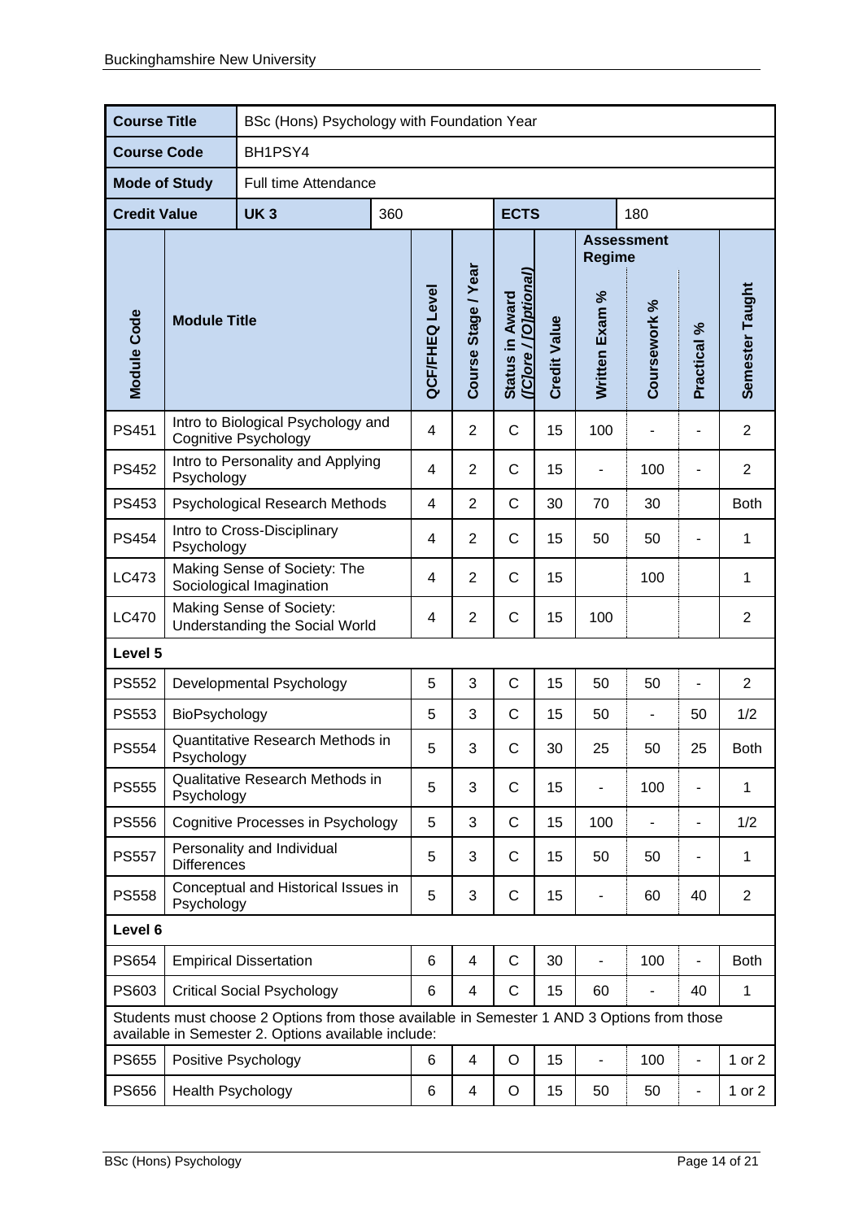| Course Title | BSc (Hons) Psychology with Foundation Year | | | | | | | | | |
|---|---|---|---|---|---|---|---|---|---|---|
| **Course Code** | BH1PSY4 | | | | | | | | | |
| **Mode of Study** | Full time Attendance | | | | | | | | | |
| **Credit Value** | **UK 3** | 360 | | **ECTS** | | 180 | | | | |
| **Module Code** | **Module Title** | **QCF/FHEQ Level** | **Course Stage / Year** | **Status in Award ([C]ore / [O]ptional)** | **Credit Value** | **Assessment Regime** Written Exam % | Coursework % | Practical % | **Semester Taught** | |
| PS451 | Intro to Biological Psychology and Cognitive Psychology | 4 | 2 | C | 15 | 100 | - | - | 2 | |
| PS452 | Intro to Personality and Applying Psychology | 4 | 2 | C | 15 | - | 100 | - | 2 | |
| PS453 | Psychological Research Methods | 4 | 2 | C | 30 | 70 | 30 | | Both | |
| PS454 | Intro to Cross-Disciplinary Psychology | 4 | 2 | C | 15 | 50 | 50 | - | 1 | |
| LC473 | Making Sense of Society: The Sociological Imagination | 4 | 2 | C | 15 | | 100 | | 1 | |
| LC470 | Making Sense of Society: Understanding the Social World | 4 | 2 | C | 15 | 100 | | | 2 | |
| **Level 5** | | | | | | | | | | |
| PS552 | Developmental Psychology | 5 | 3 | C | 15 | 50 | 50 | - | 2 | |
| PS553 | BioPsychology | 5 | 3 | C | 15 | 50 | - | 50 | 1/2 | |
| PS554 | Quantitative Research Methods in Psychology | 5 | 3 | C | 30 | 25 | 50 | 25 | Both | |
| PS555 | Qualitative Research Methods in Psychology | 5 | 3 | C | 15 | - | 100 | - | 1 | |
| PS556 | Cognitive Processes in Psychology | 5 | 3 | C | 15 | 100 | - | - | 1/2 | |
| PS557 | Personality and Individual Differences | 5 | 3 | C | 15 | 50 | 50 | - | 1 | |
| PS558 | Conceptual and Historical Issues in Psychology | 5 | 3 | C | 15 | - | 60 | 40 | 2 | |
| **Level 6** | | | | | | | | | | |
| PS654 | Empirical Dissertation | 6 | 4 | C | 30 | - | 100 | - | Both | |
| PS603 | Critical Social Psychology | 6 | 4 | C | 15 | 60 | - | 40 | 1 | |
| Students must choose 2 Options from those available in Semester 1 AND 3 Options from those available in Semester 2. Options available include: | | | | | | | | | | |
| PS655 | Positive Psychology | 6 | 4 | O | 15 | - | 100 | - | 1 or 2 | |
| PS656 | Health Psychology | 6 | 4 | O | 15 | 50 | 50 | - | 1 or 2 | |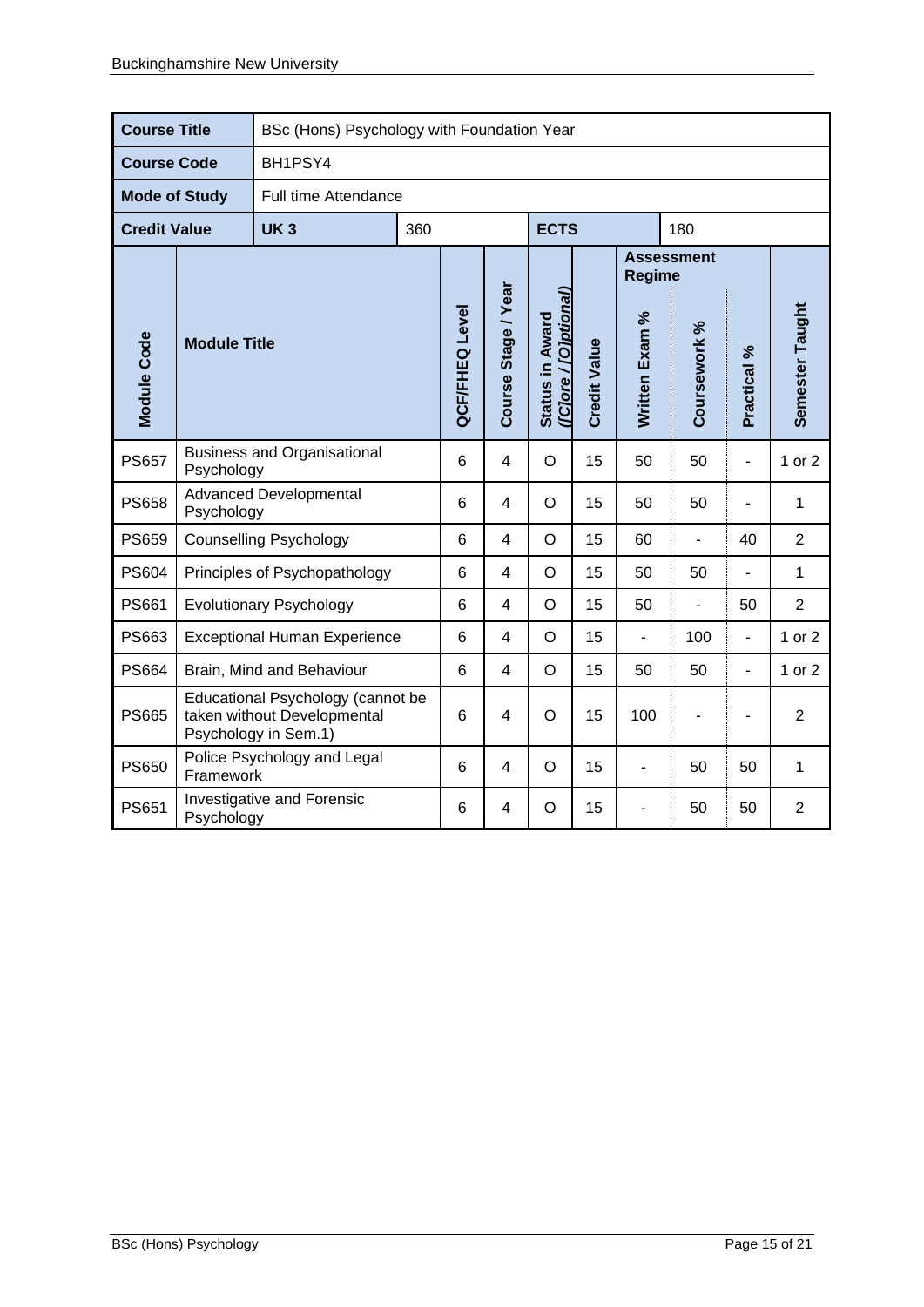| Course Title | BSc (Hons) Psychology with Foundation Year | | | | | | | | | |
|---|---|---|---|---|---|---|---|---|---|---|
| **Course Code** | BH1PSY4 | | | | | | | | | |
| **Mode of Study** | Full time Attendance | | | | | | | | | |
| **Credit Value** | **UK 3** | 360 | | **ECTS** | | 180 | | | | |

| Module Code | Module Title | QCF/FHEQ Level | Course Stage / Year | Status in Award ([C]ore / [O]ptional) | Credit Value | Assessment Regime: Written Exam % | Assessment Regime: Coursework % | Assessment Regime: Practical % | Semester Taught |
|---|---|---|---|---|---|---|---|---|---|
| PS657 | Business and Organisational Psychology | 6 | 4 | O | 15 | 50 | 50 | - | 1 or 2 |
| PS658 | Advanced Developmental Psychology | 6 | 4 | O | 15 | 50 | 50 | - | 1 |
| PS659 | Counselling Psychology | 6 | 4 | O | 15 | 60 | - | 40 | 2 |
| PS604 | Principles of Psychopathology | 6 | 4 | O | 15 | 50 | 50 | - | 1 |
| PS661 | Evolutionary Psychology | 6 | 4 | O | 15 | 50 | - | 50 | 2 |
| PS663 | Exceptional Human Experience | 6 | 4 | O | 15 | - | 100 | - | 1 or 2 |
| PS664 | Brain, Mind and Behaviour | 6 | 4 | O | 15 | 50 | 50 | - | 1 or 2 |
| PS665 | Educational Psychology (cannot be taken without Developmental Psychology in Sem.1) | 6 | 4 | O | 15 | 100 | - | - | 2 |
| PS650 | Police Psychology and Legal Framework | 6 | 4 | O | 15 | - | 50 | 50 | 1 |
| PS651 | Investigative and Forensic Psychology | 6 | 4 | O | 15 | - | 50 | 50 | 2 |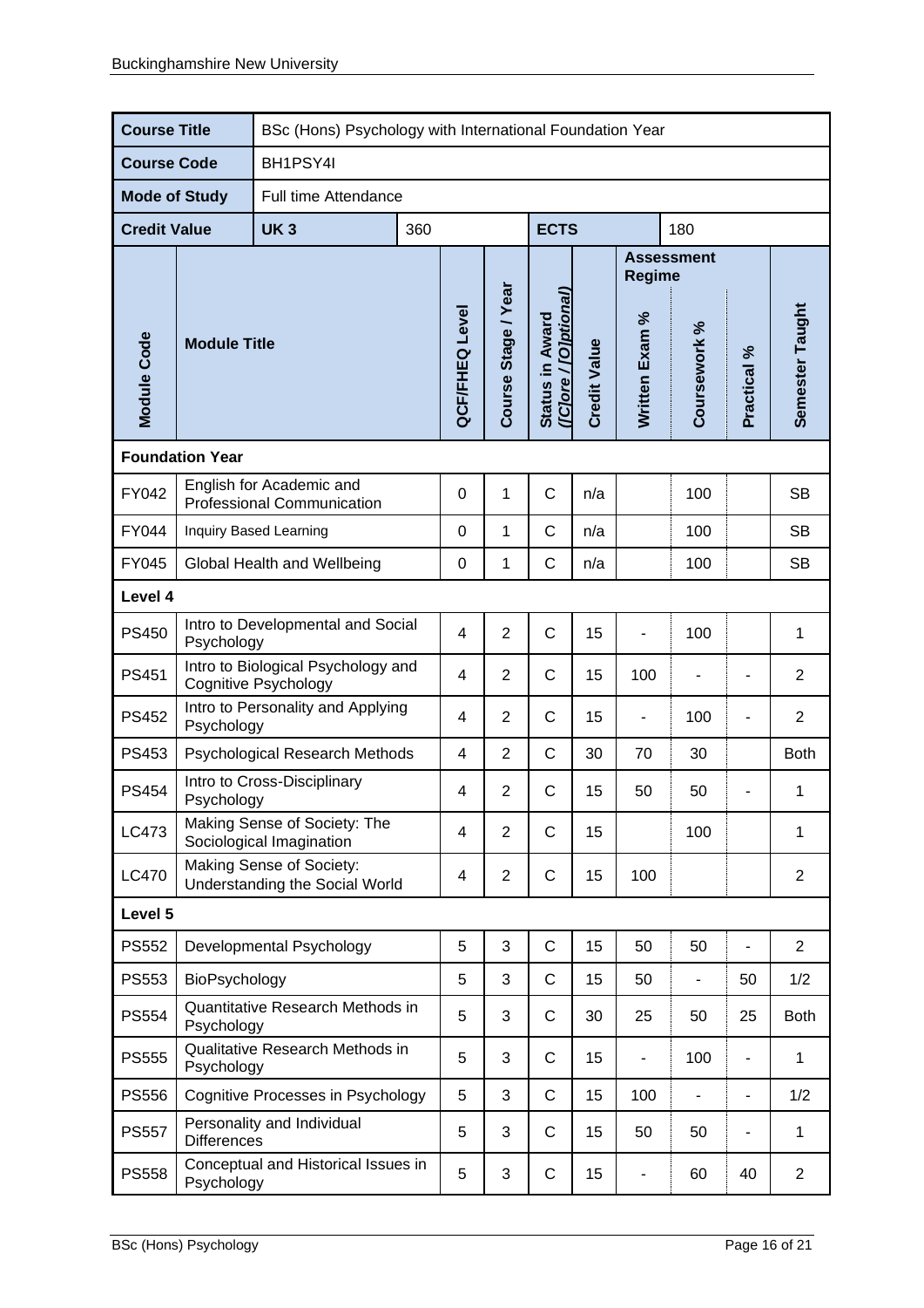| Course Title | BSc (Hons) Psychology with International Foundation Year | | | | | | | | | |
|---|---|---|---|---|---|---|---|---|---|---|
| **Course Code** | BH1PSY4I | | | | | | | | | |
| **Mode of Study** | Full time Attendance | | | | | | | | | |
| **Credit Value** | **UK 3** | 360 | | | **ECTS** | | 180 | | | |

| Module Code | Module Title | QCF/FHEQ Level | Course Stage / Year | Status in Award ([C]ore / [O]ptional) | Credit Value | Assessment Regime: Written Exam % | Assessment Regime: Coursework % | Assessment Regime: Practical % | Semester Taught |
|---|---|---|---|---|---|---|---|---|---|
| **Foundation Year** | | | | | | | | | |
| FY042 | English for Academic and Professional Communication | 0 | 1 | C | n/a | | 100 | | SB |
| FY044 | Inquiry Based Learning | 0 | 1 | C | n/a | | 100 | | SB |
| FY045 | Global Health and Wellbeing | 0 | 1 | C | n/a | | 100 | | SB |
| **Level 4** | | | | | | | | | |
| PS450 | Intro to Developmental and Social Psychology | 4 | 2 | C | 15 | - | 100 | | 1 |
| PS451 | Intro to Biological Psychology and Cognitive Psychology | 4 | 2 | C | 15 | 100 | - | - | 2 |
| PS452 | Intro to Personality and Applying Psychology | 4 | 2 | C | 15 | - | 100 | - | 2 |
| PS453 | Psychological Research Methods | 4 | 2 | C | 30 | 70 | 30 | | Both |
| PS454 | Intro to Cross-Disciplinary Psychology | 4 | 2 | C | 15 | 50 | 50 | - | 1 |
| LC473 | Making Sense of Society: The Sociological Imagination | 4 | 2 | C | 15 | | 100 | | 1 |
| LC470 | Making Sense of Society: Understanding the Social World | 4 | 2 | C | 15 | 100 | | | 2 |
| **Level 5** | | | | | | | | | |
| PS552 | Developmental Psychology | 5 | 3 | C | 15 | 50 | 50 | - | 2 |
| PS553 | BioPsychology | 5 | 3 | C | 15 | 50 | - | 50 | 1/2 |
| PS554 | Quantitative Research Methods in Psychology | 5 | 3 | C | 30 | 25 | 50 | 25 | Both |
| PS555 | Qualitative Research Methods in Psychology | 5 | 3 | C | 15 | - | 100 | - | 1 |
| PS556 | Cognitive Processes in Psychology | 5 | 3 | C | 15 | 100 | - | - | 1/2 |
| PS557 | Personality and Individual Differences | 5 | 3 | C | 15 | 50 | 50 | - | 1 |
| PS558 | Conceptual and Historical Issues in Psychology | 5 | 3 | C | 15 | - | 60 | 40 | 2 |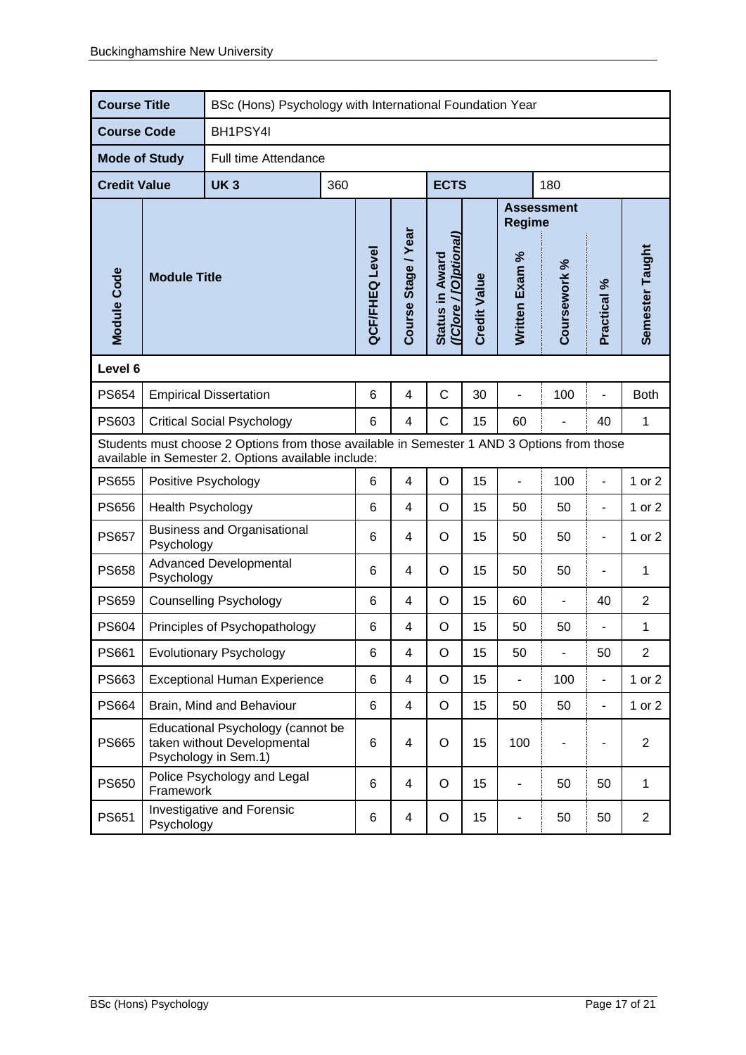| **Course Title** | BSc (Hons) Psychology with International Foundation Year | | | | | | | | | |
|---|---|---|---|---|---|---|---|---|---|---|
| **Course Code** | BH1PSY4I | | | | | | | | | |
| **Mode of Study** | Full time Attendance | | | | | | | | | |
| **Credit Value** | **UK 3** | 360 | | | **ECTS** | | 180 | | | |
| **Module Code** | **Module Title** | | **QCF/FHEQ Level** | **Course Stage / Year** | **Status in Award ([C]ore / [O]ptional)** | **Credit Value** | **Assessment Regime** Written Exam % | Coursework % | Practical % | **Semester Taught** |
| **Level 6** | | | | | | | | | | |
| PS654 | Empirical Dissertation | | 6 | 4 | C | 30 | - | 100 | - | Both |
| PS603 | Critical Social Psychology | | 6 | 4 | C | 15 | 60 | - | 40 | 1 |
| Students must choose 2 Options from those available in Semester 1 AND 3 Options from those available in Semester 2. Options available include: | | | | | | | | | | |
| PS655 | Positive Psychology | | 6 | 4 | O | 15 | - | 100 | - | 1 or 2 |
| PS656 | Health Psychology | | 6 | 4 | O | 15 | 50 | 50 | - | 1 or 2 |
| PS657 | Business and Organisational Psychology | | 6 | 4 | O | 15 | 50 | 50 | - | 1 or 2 |
| PS658 | Advanced Developmental Psychology | | 6 | 4 | O | 15 | 50 | 50 | - | 1 |
| PS659 | Counselling Psychology | | 6 | 4 | O | 15 | 60 | - | 40 | 2 |
| PS604 | Principles of Psychopathology | | 6 | 4 | O | 15 | 50 | 50 | - | 1 |
| PS661 | Evolutionary Psychology | | 6 | 4 | O | 15 | 50 | - | 50 | 2 |
| PS663 | Exceptional Human Experience | | 6 | 4 | O | 15 | - | 100 | - | 1 or 2 |
| PS664 | Brain, Mind and Behaviour | | 6 | 4 | O | 15 | 50 | 50 | - | 1 or 2 |
| PS665 | Educational Psychology (cannot be taken without Developmental Psychology in Sem.1) | | 6 | 4 | O | 15 | 100 | - | - | 2 |
| PS650 | Police Psychology and Legal Framework | | 6 | 4 | O | 15 | - | 50 | 50 | 1 |
| PS651 | Investigative and Forensic Psychology | | 6 | 4 | O | 15 | - | 50 | 50 | 2 |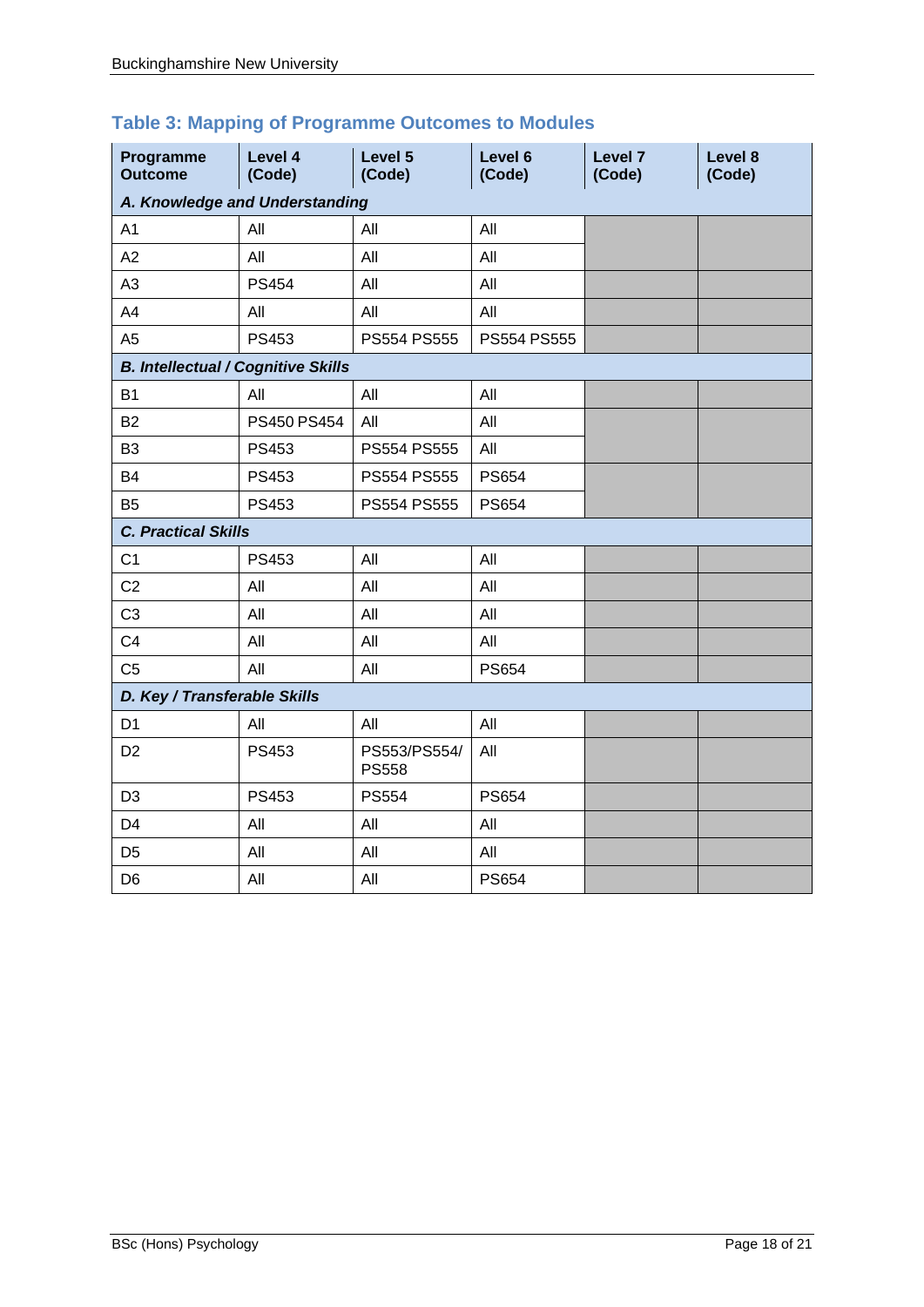### Table 3: Mapping of Programme Outcomes to Modules

| Programme Outcome | Level 4 (Code) | Level 5 (Code) | Level 6 (Code) | Level 7 (Code) | Level 8 (Code) |
|---|---|---|---|---|---|
| ***A. Knowledge and Understanding*** | | | | | |
| A1 | All | All | All | | |
| A2 | All | All | All | | |
| A3 | PS454 | All | All | | |
| A4 | All | All | All | | |
| A5 | PS453 | PS554 PS555 | PS554 PS555 | | |
| ***B. Intellectual / Cognitive Skills*** | | | | | |
| B1 | All | All | All | | |
| B2 | PS450 PS454 | All | All | | |
| B3 | PS453 | PS554 PS555 | All | | |
| B4 | PS453 | PS554 PS555 | PS654 | | |
| B5 | PS453 | PS554 PS555 | PS654 | | |
| ***C. Practical Skills*** | | | | | |
| C1 | PS453 | All | All | | |
| C2 | All | All | All | | |
| C3 | All | All | All | | |
| C4 | All | All | All | | |
| C5 | All | All | PS654 | | |
| ***D. Key / Transferable Skills*** | | | | | |
| D1 | All | All | All | | |
| D2 | PS453 | PS553/PS554/ PS558 | All | | |
| D3 | PS453 | PS554 | PS654 | | |
| D4 | All | All | All | | |
| D5 | All | All | All | | |
| D6 | All | All | PS654 | | |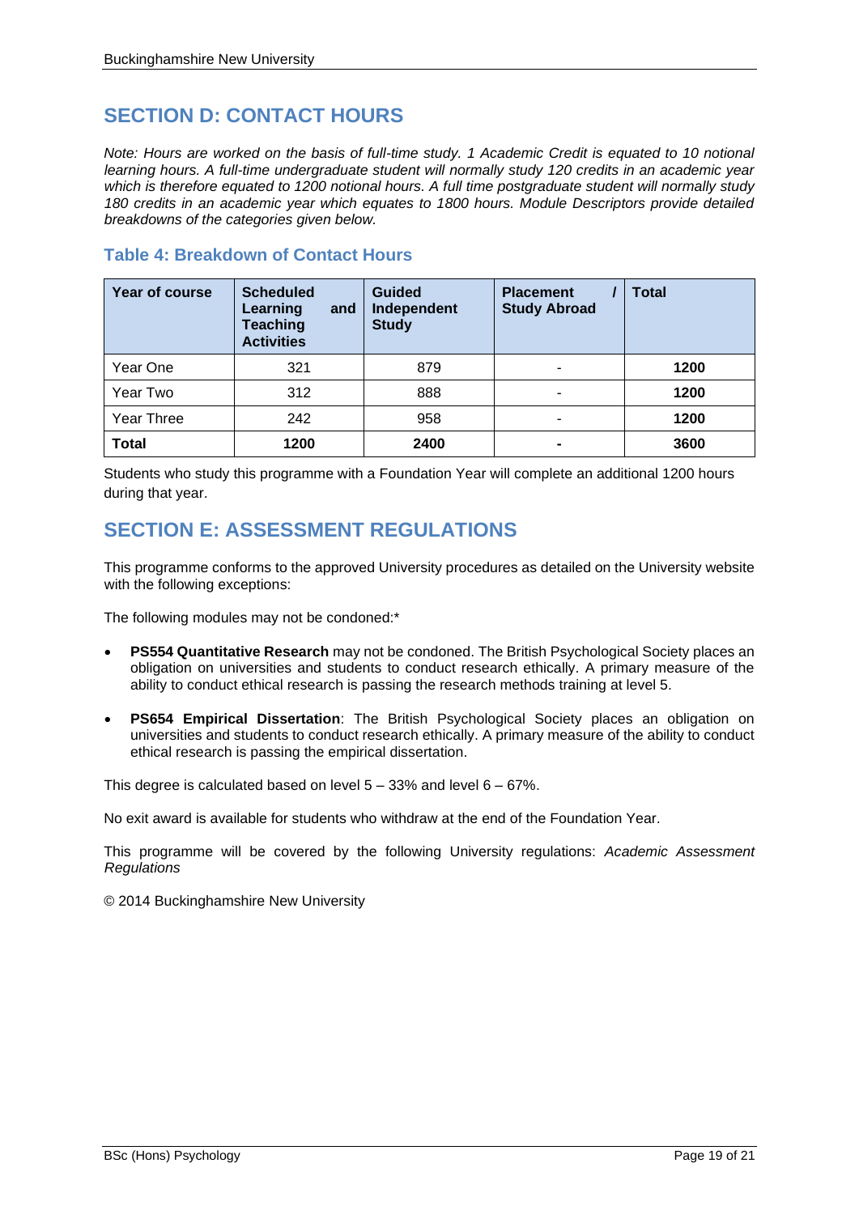## SECTION D: CONTACT HOURS

*Note: Hours are worked on the basis of full-time study. 1 Academic Credit is equated to 10 notional learning hours. A full-time undergraduate student will normally study 120 credits in an academic year which is therefore equated to 1200 notional hours. A full time postgraduate student will normally study 180 credits in an academic year which equates to 1800 hours. Module Descriptors provide detailed breakdowns of the categories given below.*

### Table 4: Breakdown of Contact Hours

| Year of course | Scheduled Learning and Teaching Activities | Guided Independent Study | Placement / Study Abroad | Total |
|---|---|---|---|---|
| Year One | 321 | 879 | - | **1200** |
| Year Two | 312 | 888 | - | **1200** |
| Year Three | 242 | 958 | - | **1200** |
| **Total** | **1200** | **2400** | **-** | **3600** |

Students who study this programme with a Foundation Year will complete an additional 1200 hours during that year.

## SECTION E: ASSESSMENT REGULATIONS

This programme conforms to the approved University procedures as detailed on the University website with the following exceptions:

The following modules may not be condoned:*

- **PS554 Quantitative Research** may not be condoned. The British Psychological Society places an obligation on universities and students to conduct research ethically. A primary measure of the ability to conduct ethical research is passing the research methods training at level 5.
- **PS654 Empirical Dissertation**: The British Psychological Society places an obligation on universities and students to conduct research ethically. A primary measure of the ability to conduct ethical research is passing the empirical dissertation.

This degree is calculated based on level 5 – 33% and level 6 – 67%.

No exit award is available for students who withdraw at the end of the Foundation Year.

This programme will be covered by the following University regulations: *Academic Assessment Regulations*

© 2014 Buckinghamshire New University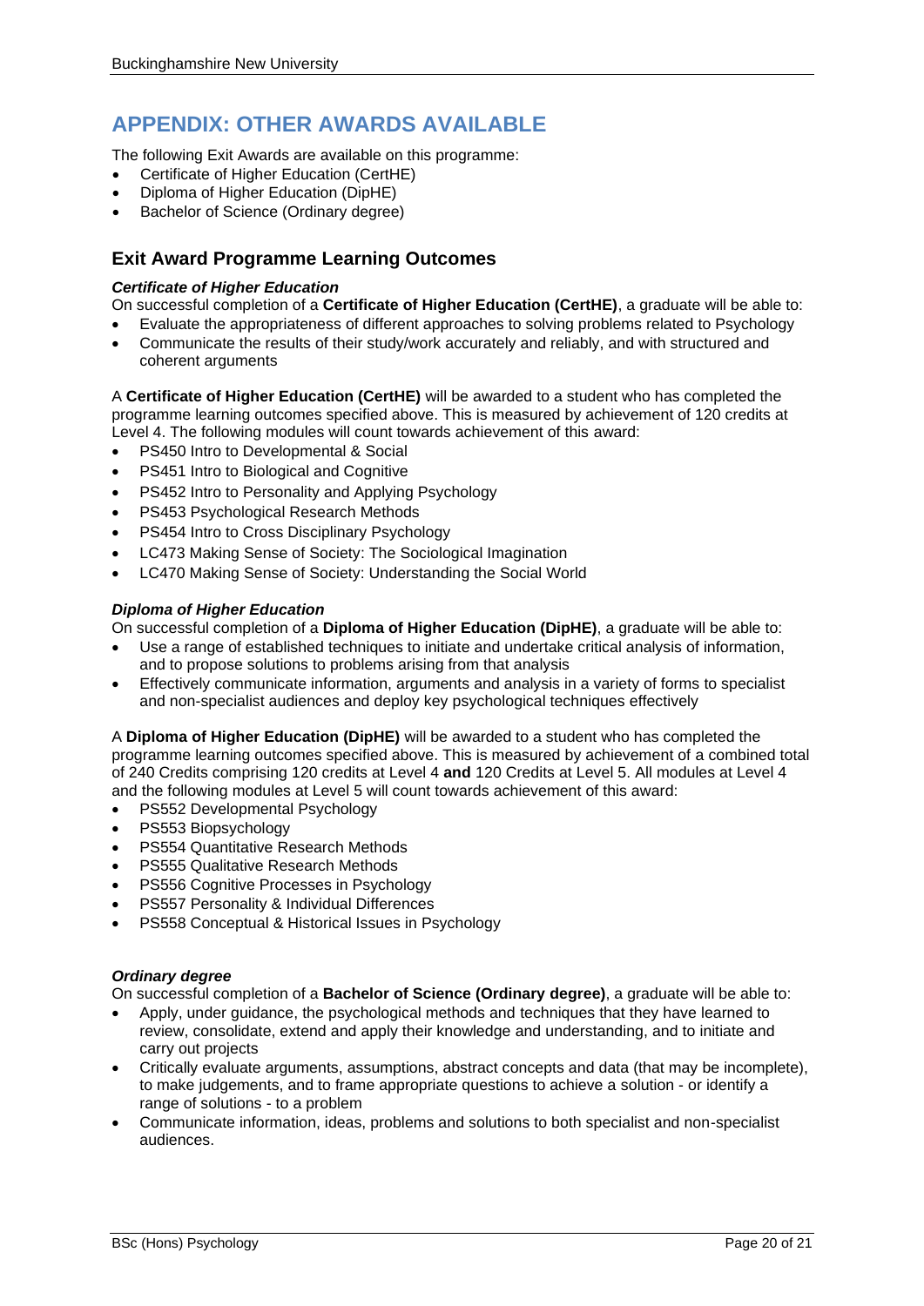# APPENDIX: OTHER AWARDS AVAILABLE

The following Exit Awards are available on this programme:

- Certificate of Higher Education (CertHE)
- Diploma of Higher Education (DipHE)
- Bachelor of Science (Ordinary degree)

## Exit Award Programme Learning Outcomes

### *Certificate of Higher Education*

On successful completion of a **Certificate of Higher Education (CertHE)**, a graduate will be able to:

- Evaluate the appropriateness of different approaches to solving problems related to Psychology
- Communicate the results of their study/work accurately and reliably, and with structured and coherent arguments

A **Certificate of Higher Education (CertHE)** will be awarded to a student who has completed the programme learning outcomes specified above. This is measured by achievement of 120 credits at Level 4. The following modules will count towards achievement of this award:

- PS450 Intro to Developmental & Social
- PS451 Intro to Biological and Cognitive
- PS452 Intro to Personality and Applying Psychology
- PS453 Psychological Research Methods
- PS454 Intro to Cross Disciplinary Psychology
- LC473 Making Sense of Society: The Sociological Imagination
- LC470 Making Sense of Society: Understanding the Social World

### *Diploma of Higher Education*

On successful completion of a **Diploma of Higher Education (DipHE)**, a graduate will be able to:

- Use a range of established techniques to initiate and undertake critical analysis of information, and to propose solutions to problems arising from that analysis
- Effectively communicate information, arguments and analysis in a variety of forms to specialist and non-specialist audiences and deploy key psychological techniques effectively

A **Diploma of Higher Education (DipHE)** will be awarded to a student who has completed the programme learning outcomes specified above. This is measured by achievement of a combined total of 240 Credits comprising 120 credits at Level 4 **and** 120 Credits at Level 5. All modules at Level 4 and the following modules at Level 5 will count towards achievement of this award:

- PS552 Developmental Psychology
- PS553 Biopsychology
- PS554 Quantitative Research Methods
- PS555 Qualitative Research Methods
- PS556 Cognitive Processes in Psychology
- PS557 Personality & Individual Differences
- PS558 Conceptual & Historical Issues in Psychology

### *Ordinary degree*

On successful completion of a **Bachelor of Science (Ordinary degree)**, a graduate will be able to:

- Apply, under guidance, the psychological methods and techniques that they have learned to review, consolidate, extend and apply their knowledge and understanding, and to initiate and carry out projects
- Critically evaluate arguments, assumptions, abstract concepts and data (that may be incomplete), to make judgements, and to frame appropriate questions to achieve a solution - or identify a range of solutions - to a problem
- Communicate information, ideas, problems and solutions to both specialist and non-specialist audiences.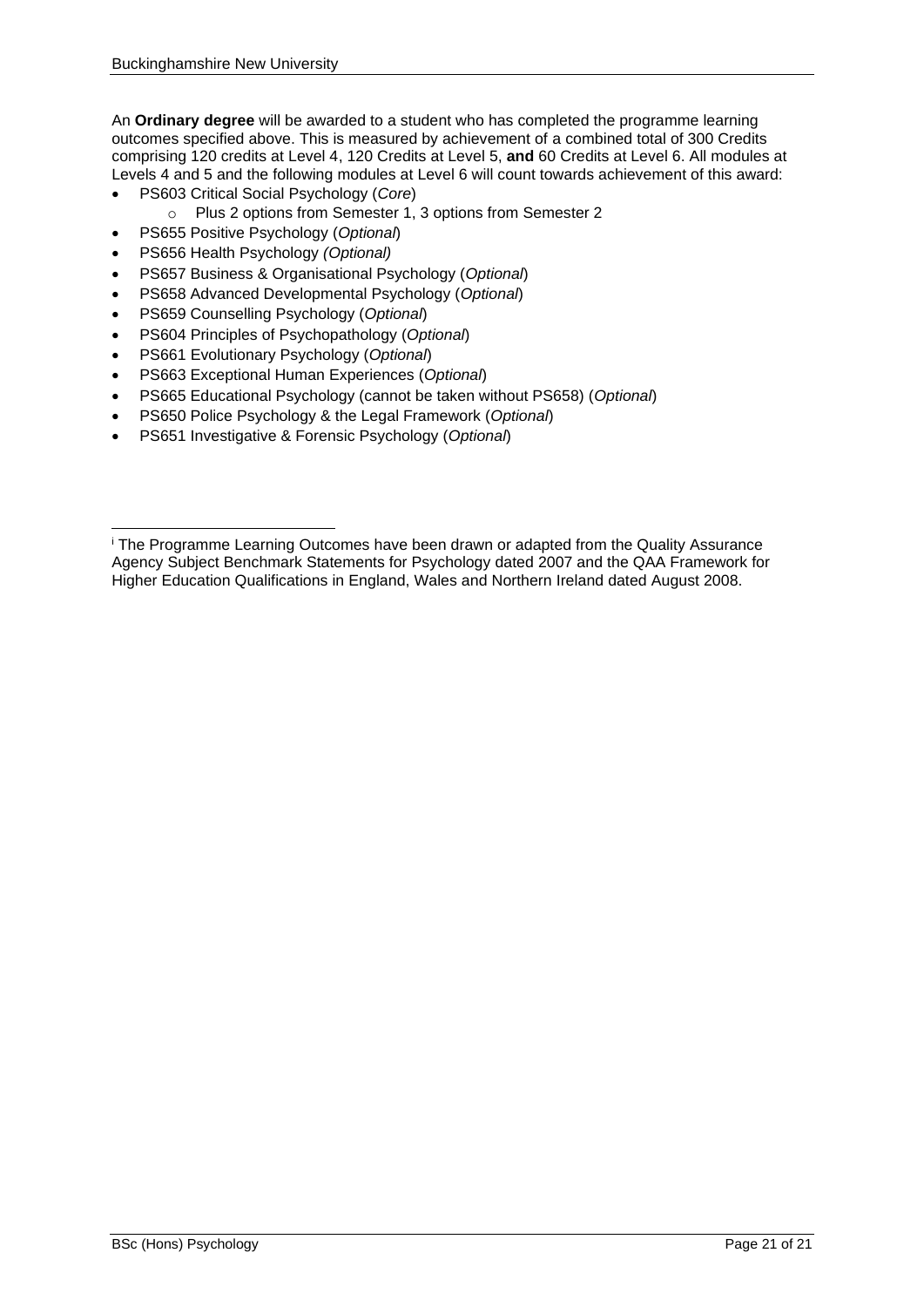An **Ordinary degree** will be awarded to a student who has completed the programme learning outcomes specified above. This is measured by achievement of a combined total of 300 Credits comprising 120 credits at Level 4, 120 Credits at Level 5, **and** 60 Credits at Level 6. All modules at Levels 4 and 5 and the following modules at Level 6 will count towards achievement of this award:

- PS603 Critical Social Psychology (*Core*)
  - Plus 2 options from Semester 1, 3 options from Semester 2
- PS655 Positive Psychology (*Optional*)
- PS656 Health Psychology *(Optional)*
- PS657 Business & Organisational Psychology (*Optional*)
- PS658 Advanced Developmental Psychology (*Optional*)
- PS659 Counselling Psychology (*Optional*)
- PS604 Principles of Psychopathology (*Optional*)
- PS661 Evolutionary Psychology (*Optional*)
- PS663 Exceptional Human Experiences (*Optional*)
- PS665 Educational Psychology (cannot be taken without PS658) (*Optional*)
- PS650 Police Psychology & the Legal Framework (*Optional*)
- PS651 Investigative & Forensic Psychology (*Optional*)

---

[i] The Programme Learning Outcomes have been drawn or adapted from the Quality Assurance Agency Subject Benchmark Statements for Psychology dated 2007 and the QAA Framework for Higher Education Qualifications in England, Wales and Northern Ireland dated August 2008.